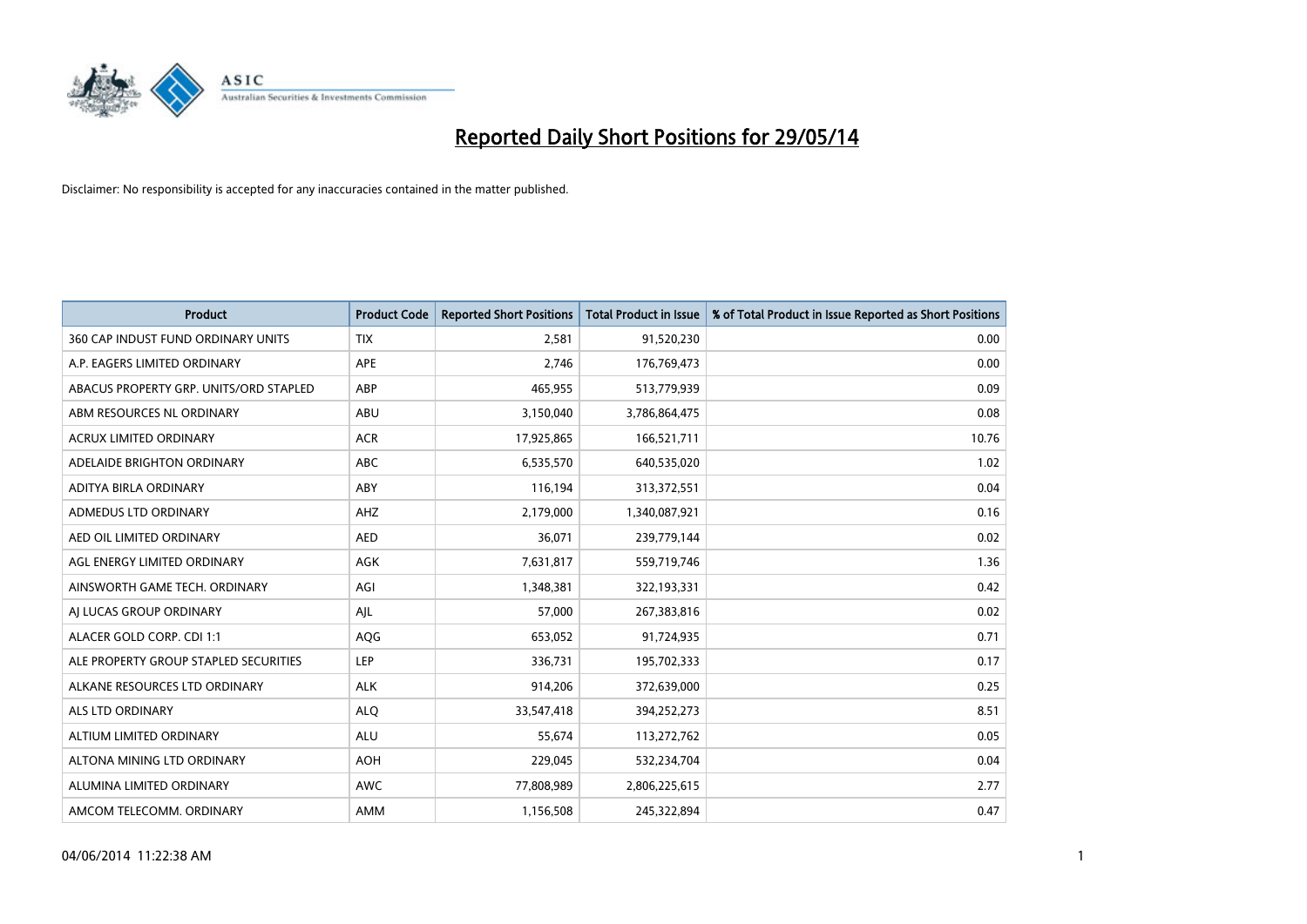# Reported Daily Short Positions for 29/05/14

Disclaimer: No responsibility is accepted for any inaccuracies contained in the matter published.

| Product | Product Code | Reported Short Positions | Total Product in Issue | % of Total Product in Issue Reported as Short Positions |
|---|---|---|---|---|
| 360 CAP INDUST FUND ORDINARY UNITS | TIX | 2,581 | 91,520,230 | 0.00 |
| A.P. EAGERS LIMITED ORDINARY | APE | 2,746 | 176,769,473 | 0.00 |
| ABACUS PROPERTY GRP. UNITS/ORD STAPLED | ABP | 465,955 | 513,779,939 | 0.09 |
| ABM RESOURCES NL ORDINARY | ABU | 3,150,040 | 3,786,864,475 | 0.08 |
| ACRUX LIMITED ORDINARY | ACR | 17,925,865 | 166,521,711 | 10.76 |
| ADELAIDE BRIGHTON ORDINARY | ABC | 6,535,570 | 640,535,020 | 1.02 |
| ADITYA BIRLA ORDINARY | ABY | 116,194 | 313,372,551 | 0.04 |
| ADMEDUS LTD ORDINARY | AHZ | 2,179,000 | 1,340,087,921 | 0.16 |
| AED OIL LIMITED ORDINARY | AED | 36,071 | 239,779,144 | 0.02 |
| AGL ENERGY LIMITED ORDINARY | AGK | 7,631,817 | 559,719,746 | 1.36 |
| AINSWORTH GAME TECH. ORDINARY | AGI | 1,348,381 | 322,193,331 | 0.42 |
| AJ LUCAS GROUP ORDINARY | AJL | 57,000 | 267,383,816 | 0.02 |
| ALACER GOLD CORP. CDI 1:1 | AQG | 653,052 | 91,724,935 | 0.71 |
| ALE PROPERTY GROUP STAPLED SECURITIES | LEP | 336,731 | 195,702,333 | 0.17 |
| ALKANE RESOURCES LTD ORDINARY | ALK | 914,206 | 372,639,000 | 0.25 |
| ALS LTD ORDINARY | ALQ | 33,547,418 | 394,252,273 | 8.51 |
| ALTIUM LIMITED ORDINARY | ALU | 55,674 | 113,272,762 | 0.05 |
| ALTONA MINING LTD ORDINARY | AOH | 229,045 | 532,234,704 | 0.04 |
| ALUMINA LIMITED ORDINARY | AWC | 77,808,989 | 2,806,225,615 | 2.77 |
| AMCOM TELECOMM. ORDINARY | AMM | 1,156,508 | 245,322,894 | 0.47 |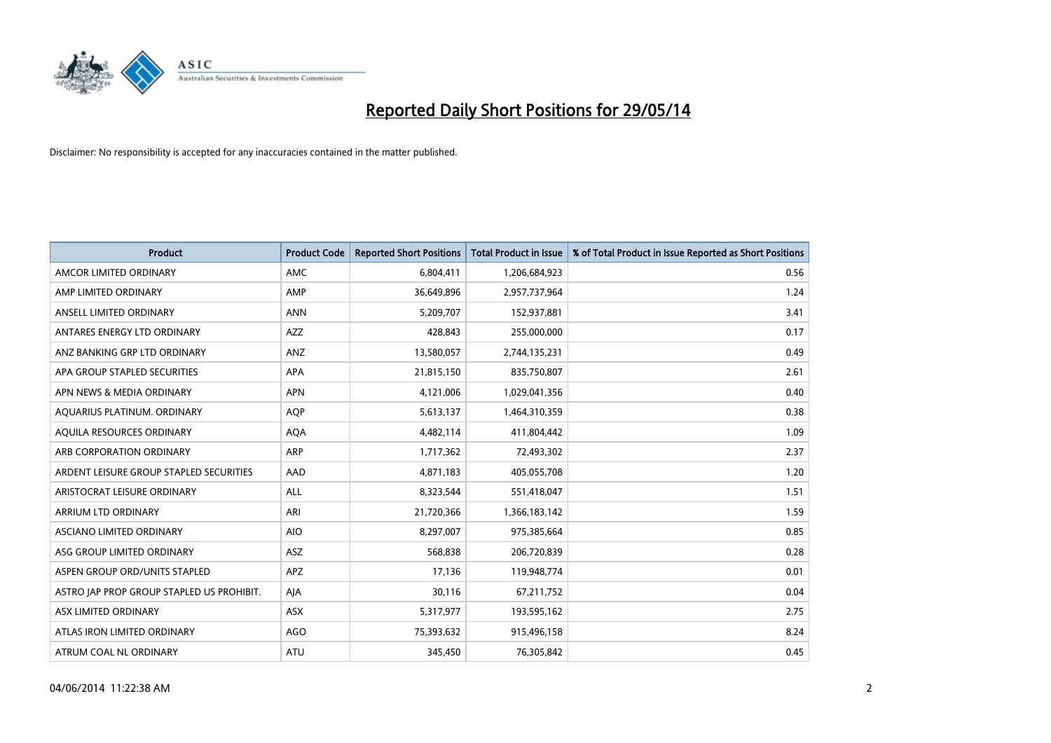# Reported Daily Short Positions for 29/05/14

Disclaimer: No responsibility is accepted for any inaccuracies contained in the matter published.

| Product | Product Code | Reported Short Positions | Total Product in Issue | % of Total Product in Issue Reported as Short Positions |
|---|---|---|---|---|
| AMCOR LIMITED ORDINARY | AMC | 6,804,411 | 1,206,684,923 | 0.56 |
| AMP LIMITED ORDINARY | AMP | 36,649,896 | 2,957,737,964 | 1.24 |
| ANSELL LIMITED ORDINARY | ANN | 5,209,707 | 152,937,881 | 3.41 |
| ANTARES ENERGY LTD ORDINARY | AZZ | 428,843 | 255,000,000 | 0.17 |
| ANZ BANKING GRP LTD ORDINARY | ANZ | 13,580,057 | 2,744,135,231 | 0.49 |
| APA GROUP STAPLED SECURITIES | APA | 21,815,150 | 835,750,807 | 2.61 |
| APN NEWS & MEDIA ORDINARY | APN | 4,121,006 | 1,029,041,356 | 0.40 |
| AQUARIUS PLATINUM. ORDINARY | AQP | 5,613,137 | 1,464,310,359 | 0.38 |
| AQUILA RESOURCES ORDINARY | AQA | 4,482,114 | 411,804,442 | 1.09 |
| ARB CORPORATION ORDINARY | ARP | 1,717,362 | 72,493,302 | 2.37 |
| ARDENT LEISURE GROUP STAPLED SECURITIES | AAD | 4,871,183 | 405,055,708 | 1.20 |
| ARISTOCRAT LEISURE ORDINARY | ALL | 8,323,544 | 551,418,047 | 1.51 |
| ARRIUM LTD ORDINARY | ARI | 21,720,366 | 1,366,183,142 | 1.59 |
| ASCIANO LIMITED ORDINARY | AIO | 8,297,007 | 975,385,664 | 0.85 |
| ASG GROUP LIMITED ORDINARY | ASZ | 568,838 | 206,720,839 | 0.28 |
| ASPEN GROUP ORD/UNITS STAPLED | APZ | 17,136 | 119,948,774 | 0.01 |
| ASTRO JAP PROP GROUP STAPLED US PROHIBIT. | AJA | 30,116 | 67,211,752 | 0.04 |
| ASX LIMITED ORDINARY | ASX | 5,317,977 | 193,595,162 | 2.75 |
| ATLAS IRON LIMITED ORDINARY | AGO | 75,393,632 | 915,496,158 | 8.24 |
| ATRUM COAL NL ORDINARY | ATU | 345,450 | 76,305,842 | 0.45 |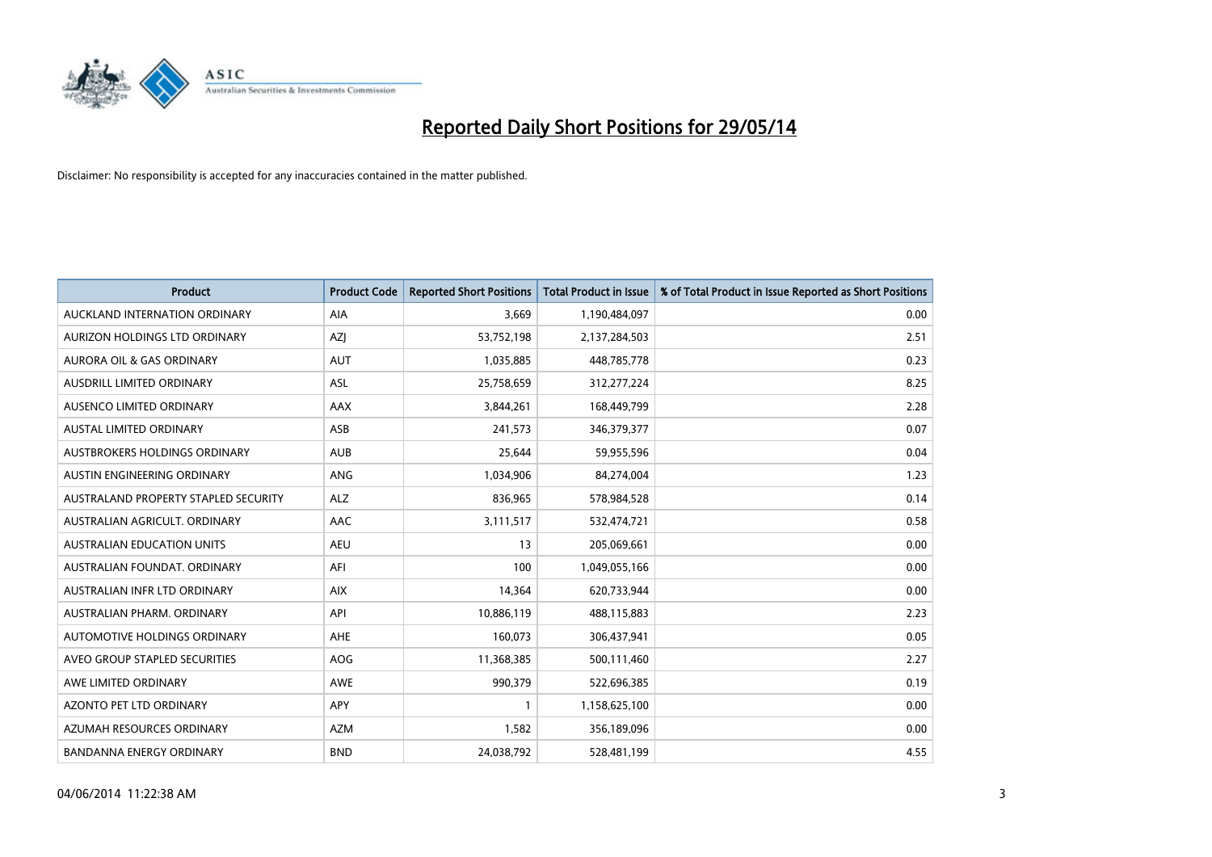# Reported Daily Short Positions for 29/05/14

Disclaimer: No responsibility is accepted for any inaccuracies contained in the matter published.

| Product | Product Code | Reported Short Positions | Total Product in Issue | % of Total Product in Issue Reported as Short Positions |
|---|---|---|---|---|
| AUCKLAND INTERNATION ORDINARY | AIA | 3,669 | 1,190,484,097 | 0.00 |
| AURIZON HOLDINGS LTD ORDINARY | AZJ | 53,752,198 | 2,137,284,503 | 2.51 |
| AURORA OIL & GAS ORDINARY | AUT | 1,035,885 | 448,785,778 | 0.23 |
| AUSDRILL LIMITED ORDINARY | ASL | 25,758,659 | 312,277,224 | 8.25 |
| AUSENCO LIMITED ORDINARY | AAX | 3,844,261 | 168,449,799 | 2.28 |
| AUSTAL LIMITED ORDINARY | ASB | 241,573 | 346,379,377 | 0.07 |
| AUSTBROKERS HOLDINGS ORDINARY | AUB | 25,644 | 59,955,596 | 0.04 |
| AUSTIN ENGINEERING ORDINARY | ANG | 1,034,906 | 84,274,004 | 1.23 |
| AUSTRALAND PROPERTY STAPLED SECURITY | ALZ | 836,965 | 578,984,528 | 0.14 |
| AUSTRALIAN AGRICULT. ORDINARY | AAC | 3,111,517 | 532,474,721 | 0.58 |
| AUSTRALIAN EDUCATION UNITS | AEU | 13 | 205,069,661 | 0.00 |
| AUSTRALIAN FOUNDAT. ORDINARY | AFI | 100 | 1,049,055,166 | 0.00 |
| AUSTRALIAN INFR LTD ORDINARY | AIX | 14,364 | 620,733,944 | 0.00 |
| AUSTRALIAN PHARM. ORDINARY | API | 10,886,119 | 488,115,883 | 2.23 |
| AUTOMOTIVE HOLDINGS ORDINARY | AHE | 160,073 | 306,437,941 | 0.05 |
| AVEO GROUP STAPLED SECURITIES | AOG | 11,368,385 | 500,111,460 | 2.27 |
| AWE LIMITED ORDINARY | AWE | 990,379 | 522,696,385 | 0.19 |
| AZONTO PET LTD ORDINARY | APY | 1 | 1,158,625,100 | 0.00 |
| AZUMAH RESOURCES ORDINARY | AZM | 1,582 | 356,189,096 | 0.00 |
| BANDANNA ENERGY ORDINARY | BND | 24,038,792 | 528,481,199 | 4.55 |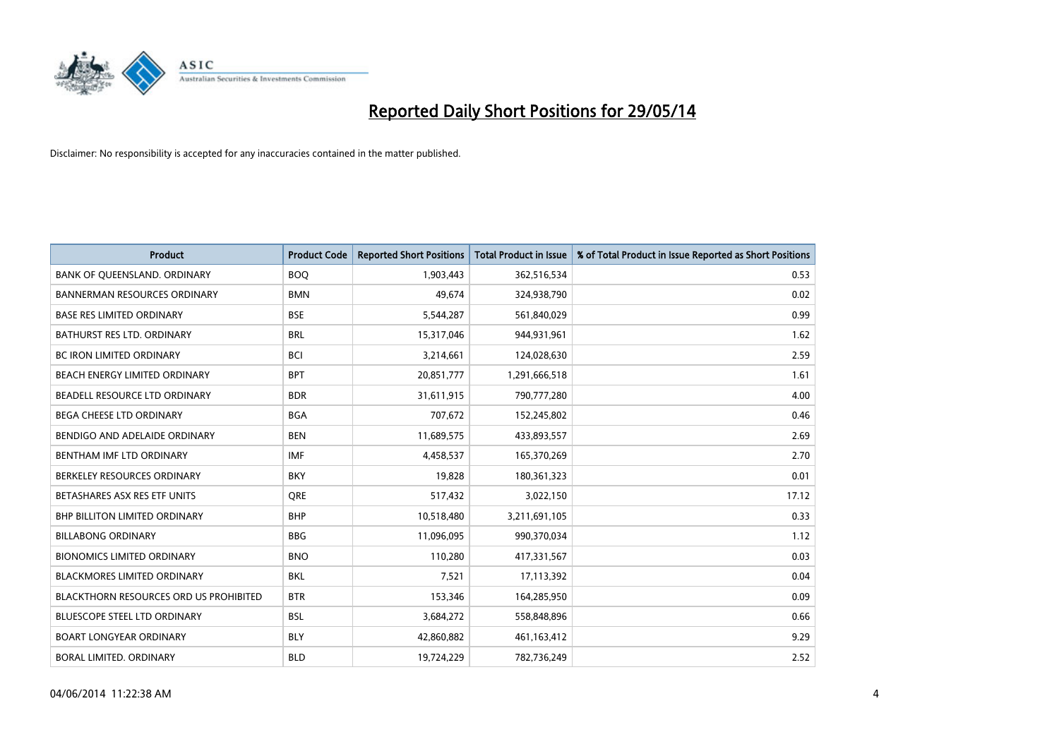# Reported Daily Short Positions for 29/05/14

Disclaimer: No responsibility is accepted for any inaccuracies contained in the matter published.

| Product | Product Code | Reported Short Positions | Total Product in Issue | % of Total Product in Issue Reported as Short Positions |
|---|---|---|---|---|
| BANK OF QUEENSLAND. ORDINARY | BOQ | 1,903,443 | 362,516,534 | 0.53 |
| BANNERMAN RESOURCES ORDINARY | BMN | 49,674 | 324,938,790 | 0.02 |
| BASE RES LIMITED ORDINARY | BSE | 5,544,287 | 561,840,029 | 0.99 |
| BATHURST RES LTD. ORDINARY | BRL | 15,317,046 | 944,931,961 | 1.62 |
| BC IRON LIMITED ORDINARY | BCI | 3,214,661 | 124,028,630 | 2.59 |
| BEACH ENERGY LIMITED ORDINARY | BPT | 20,851,777 | 1,291,666,518 | 1.61 |
| BEADELL RESOURCE LTD ORDINARY | BDR | 31,611,915 | 790,777,280 | 4.00 |
| BEGA CHEESE LTD ORDINARY | BGA | 707,672 | 152,245,802 | 0.46 |
| BENDIGO AND ADELAIDE ORDINARY | BEN | 11,689,575 | 433,893,557 | 2.69 |
| BENTHAM IMF LTD ORDINARY | IMF | 4,458,537 | 165,370,269 | 2.70 |
| BERKELEY RESOURCES ORDINARY | BKY | 19,828 | 180,361,323 | 0.01 |
| BETASHARES ASX RES ETF UNITS | QRE | 517,432 | 3,022,150 | 17.12 |
| BHP BILLITON LIMITED ORDINARY | BHP | 10,518,480 | 3,211,691,105 | 0.33 |
| BILLABONG ORDINARY | BBG | 11,096,095 | 990,370,034 | 1.12 |
| BIONOMICS LIMITED ORDINARY | BNO | 110,280 | 417,331,567 | 0.03 |
| BLACKMORES LIMITED ORDINARY | BKL | 7,521 | 17,113,392 | 0.04 |
| BLACKTHORN RESOURCES ORD US PROHIBITED | BTR | 153,346 | 164,285,950 | 0.09 |
| BLUESCOPE STEEL LTD ORDINARY | BSL | 3,684,272 | 558,848,896 | 0.66 |
| BOART LONGYEAR ORDINARY | BLY | 42,860,882 | 461,163,412 | 9.29 |
| BORAL LIMITED. ORDINARY | BLD | 19,724,229 | 782,736,249 | 2.52 |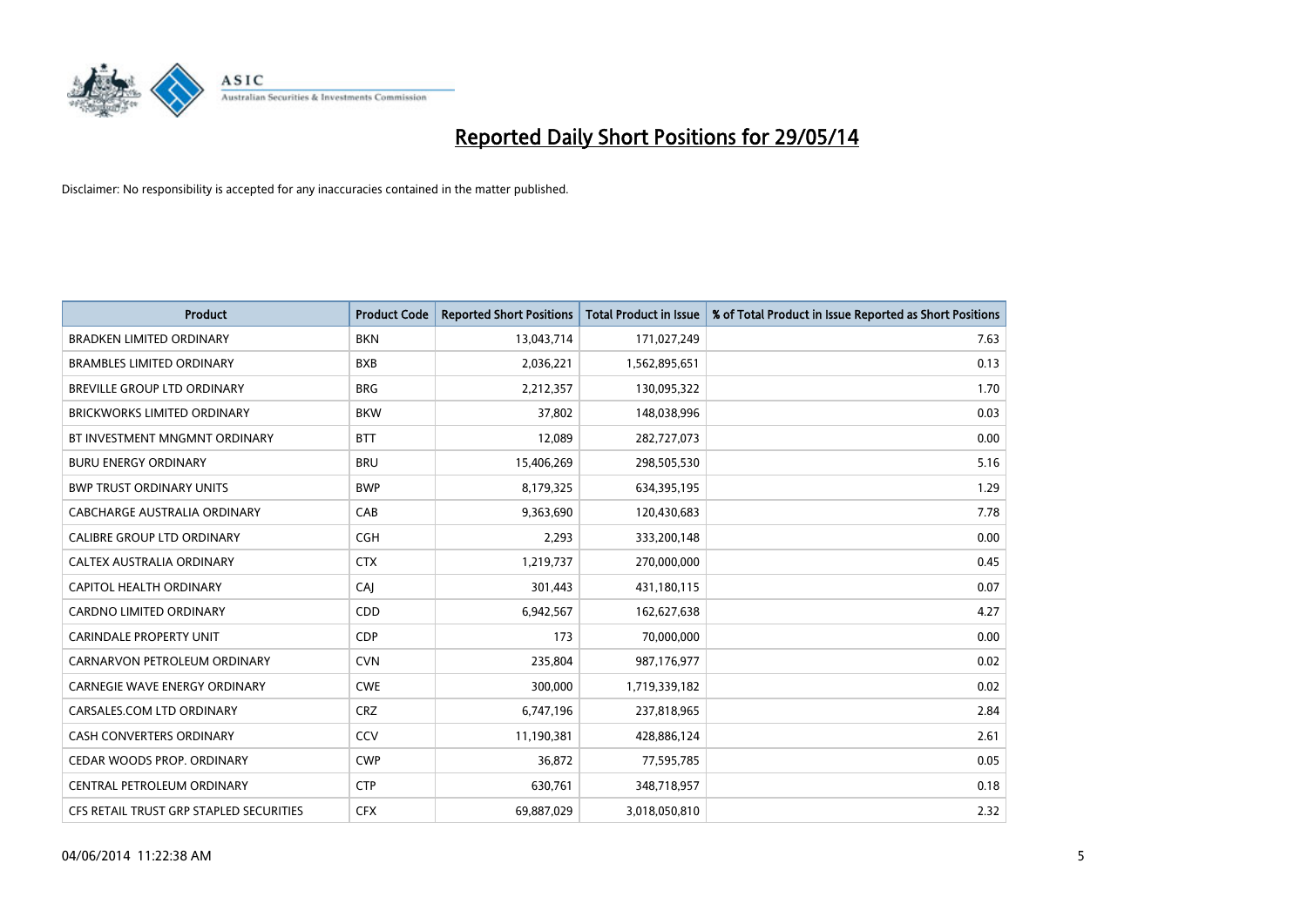# Reported Daily Short Positions for 29/05/14

Disclaimer: No responsibility is accepted for any inaccuracies contained in the matter published.

| Product | Product Code | Reported Short Positions | Total Product in Issue | % of Total Product in Issue Reported as Short Positions |
| --- | --- | --- | --- | --- |
| BRADKEN LIMITED ORDINARY | BKN | 13,043,714 | 171,027,249 | 7.63 |
| BRAMBLES LIMITED ORDINARY | BXB | 2,036,221 | 1,562,895,651 | 0.13 |
| BREVILLE GROUP LTD ORDINARY | BRG | 2,212,357 | 130,095,322 | 1.70 |
| BRICKWORKS LIMITED ORDINARY | BKW | 37,802 | 148,038,996 | 0.03 |
| BT INVESTMENT MNGMNT ORDINARY | BTT | 12,089 | 282,727,073 | 0.00 |
| BURU ENERGY ORDINARY | BRU | 15,406,269 | 298,505,530 | 5.16 |
| BWP TRUST ORDINARY UNITS | BWP | 8,179,325 | 634,395,195 | 1.29 |
| CABCHARGE AUSTRALIA ORDINARY | CAB | 9,363,690 | 120,430,683 | 7.78 |
| CALIBRE GROUP LTD ORDINARY | CGH | 2,293 | 333,200,148 | 0.00 |
| CALTEX AUSTRALIA ORDINARY | CTX | 1,219,737 | 270,000,000 | 0.45 |
| CAPITOL HEALTH ORDINARY | CAJ | 301,443 | 431,180,115 | 0.07 |
| CARDNO LIMITED ORDINARY | CDD | 6,942,567 | 162,627,638 | 4.27 |
| CARINDALE PROPERTY UNIT | CDP | 173 | 70,000,000 | 0.00 |
| CARNARVON PETROLEUM ORDINARY | CVN | 235,804 | 987,176,977 | 0.02 |
| CARNEGIE WAVE ENERGY ORDINARY | CWE | 300,000 | 1,719,339,182 | 0.02 |
| CARSALES.COM LTD ORDINARY | CRZ | 6,747,196 | 237,818,965 | 2.84 |
| CASH CONVERTERS ORDINARY | CCV | 11,190,381 | 428,886,124 | 2.61 |
| CEDAR WOODS PROP. ORDINARY | CWP | 36,872 | 77,595,785 | 0.05 |
| CENTRAL PETROLEUM ORDINARY | CTP | 630,761 | 348,718,957 | 0.18 |
| CFS RETAIL TRUST GRP STAPLED SECURITIES | CFX | 69,887,029 | 3,018,050,810 | 2.32 |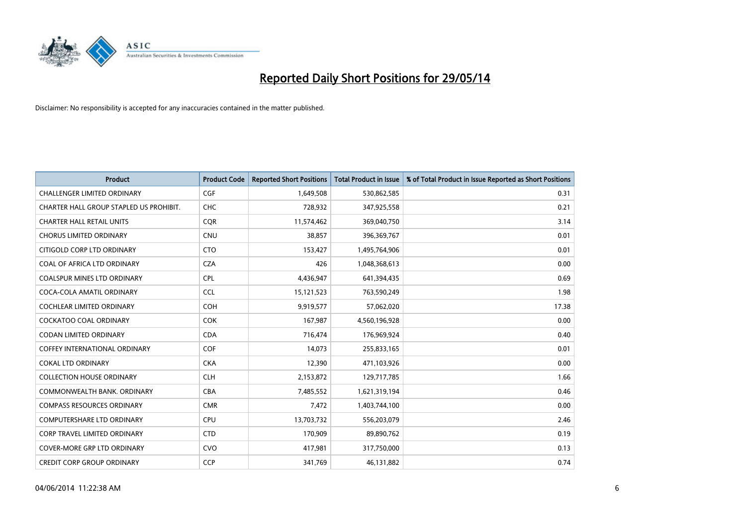# Reported Daily Short Positions for 29/05/14

Disclaimer: No responsibility is accepted for any inaccuracies contained in the matter published.

| Product | Product Code | Reported Short Positions | Total Product in Issue | % of Total Product in Issue Reported as Short Positions |
|---|---|---|---|---|
| CHALLENGER LIMITED ORDINARY | CGF | 1,649,508 | 530,862,585 | 0.31 |
| CHARTER HALL GROUP STAPLED US PROHIBIT. | CHC | 728,932 | 347,925,558 | 0.21 |
| CHARTER HALL RETAIL UNITS | CQR | 11,574,462 | 369,040,750 | 3.14 |
| CHORUS LIMITED ORDINARY | CNU | 38,857 | 396,369,767 | 0.01 |
| CITIGOLD CORP LTD ORDINARY | CTO | 153,427 | 1,495,764,906 | 0.01 |
| COAL OF AFRICA LTD ORDINARY | CZA | 426 | 1,048,368,613 | 0.00 |
| COALSPUR MINES LTD ORDINARY | CPL | 4,436,947 | 641,394,435 | 0.69 |
| COCA-COLA AMATIL ORDINARY | CCL | 15,121,523 | 763,590,249 | 1.98 |
| COCHLEAR LIMITED ORDINARY | COH | 9,919,577 | 57,062,020 | 17.38 |
| COCKATOO COAL ORDINARY | COK | 167,987 | 4,560,196,928 | 0.00 |
| CODAN LIMITED ORDINARY | CDA | 716,474 | 176,969,924 | 0.40 |
| COFFEY INTERNATIONAL ORDINARY | COF | 14,073 | 255,833,165 | 0.01 |
| COKAL LTD ORDINARY | CKA | 12,390 | 471,103,926 | 0.00 |
| COLLECTION HOUSE ORDINARY | CLH | 2,153,872 | 129,717,785 | 1.66 |
| COMMONWEALTH BANK. ORDINARY | CBA | 7,485,552 | 1,621,319,194 | 0.46 |
| COMPASS RESOURCES ORDINARY | CMR | 7,472 | 1,403,744,100 | 0.00 |
| COMPUTERSHARE LTD ORDINARY | CPU | 13,703,732 | 556,203,079 | 2.46 |
| CORP TRAVEL LIMITED ORDINARY | CTD | 170,909 | 89,890,762 | 0.19 |
| COVER-MORE GRP LTD ORDINARY | CVO | 417,981 | 317,750,000 | 0.13 |
| CREDIT CORP GROUP ORDINARY | CCP | 341,769 | 46,131,882 | 0.74 |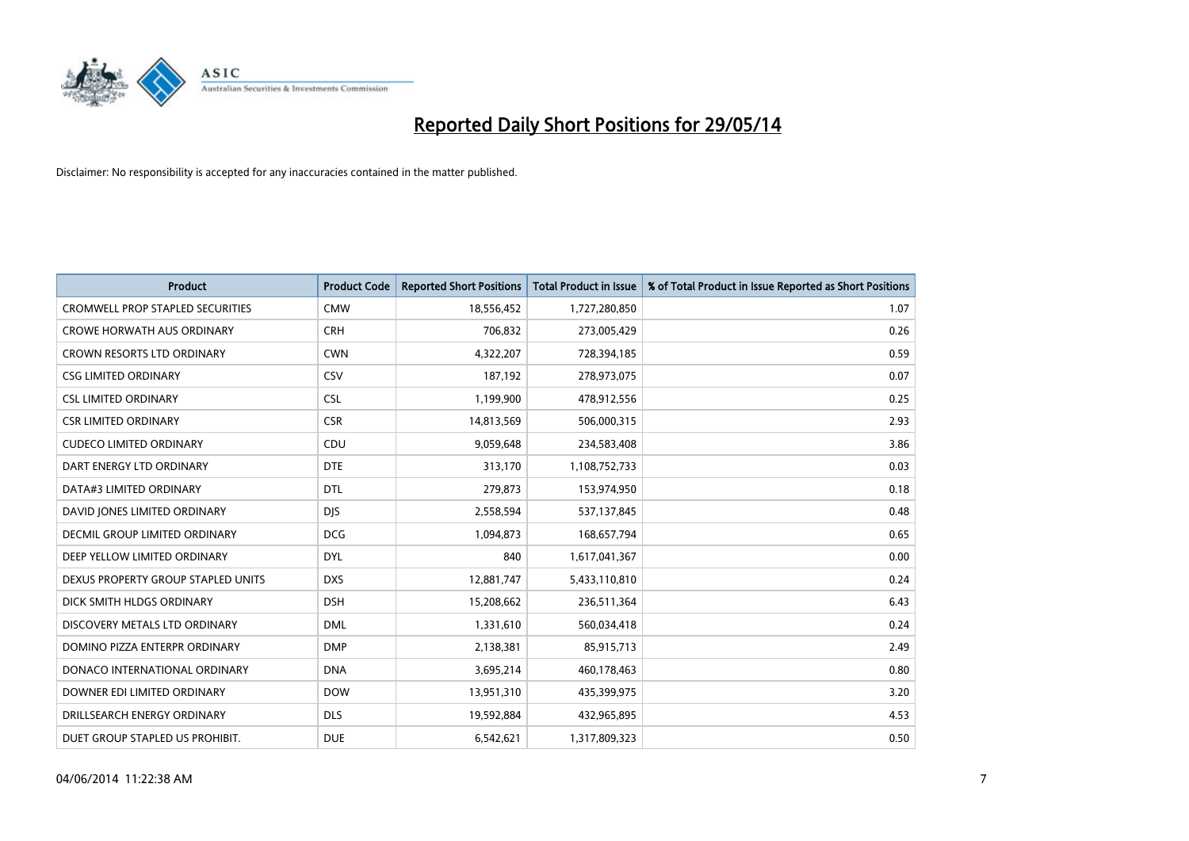# Reported Daily Short Positions for 29/05/14

Disclaimer: No responsibility is accepted for any inaccuracies contained in the matter published.

| Product | Product Code | Reported Short Positions | Total Product in Issue | % of Total Product in Issue Reported as Short Positions |
|---|---|---|---|---|
| CROMWELL PROP STAPLED SECURITIES | CMW | 18,556,452 | 1,727,280,850 | 1.07 |
| CROWE HORWATH AUS ORDINARY | CRH | 706,832 | 273,005,429 | 0.26 |
| CROWN RESORTS LTD ORDINARY | CWN | 4,322,207 | 728,394,185 | 0.59 |
| CSG LIMITED ORDINARY | CSV | 187,192 | 278,973,075 | 0.07 |
| CSL LIMITED ORDINARY | CSL | 1,199,900 | 478,912,556 | 0.25 |
| CSR LIMITED ORDINARY | CSR | 14,813,569 | 506,000,315 | 2.93 |
| CUDECO LIMITED ORDINARY | CDU | 9,059,648 | 234,583,408 | 3.86 |
| DART ENERGY LTD ORDINARY | DTE | 313,170 | 1,108,752,733 | 0.03 |
| DATA#3 LIMITED ORDINARY | DTL | 279,873 | 153,974,950 | 0.18 |
| DAVID JONES LIMITED ORDINARY | DJS | 2,558,594 | 537,137,845 | 0.48 |
| DECMIL GROUP LIMITED ORDINARY | DCG | 1,094,873 | 168,657,794 | 0.65 |
| DEEP YELLOW LIMITED ORDINARY | DYL | 840 | 1,617,041,367 | 0.00 |
| DEXUS PROPERTY GROUP STAPLED UNITS | DXS | 12,881,747 | 5,433,110,810 | 0.24 |
| DICK SMITH HLDGS ORDINARY | DSH | 15,208,662 | 236,511,364 | 6.43 |
| DISCOVERY METALS LTD ORDINARY | DML | 1,331,610 | 560,034,418 | 0.24 |
| DOMINO PIZZA ENTERPR ORDINARY | DMP | 2,138,381 | 85,915,713 | 2.49 |
| DONACO INTERNATIONAL ORDINARY | DNA | 3,695,214 | 460,178,463 | 0.80 |
| DOWNER EDI LIMITED ORDINARY | DOW | 13,951,310 | 435,399,975 | 3.20 |
| DRILLSEARCH ENERGY ORDINARY | DLS | 19,592,884 | 432,965,895 | 4.53 |
| DUET GROUP STAPLED US PROHIBIT. | DUE | 6,542,621 | 1,317,809,323 | 0.50 |

04/06/2014 11:22:38 AM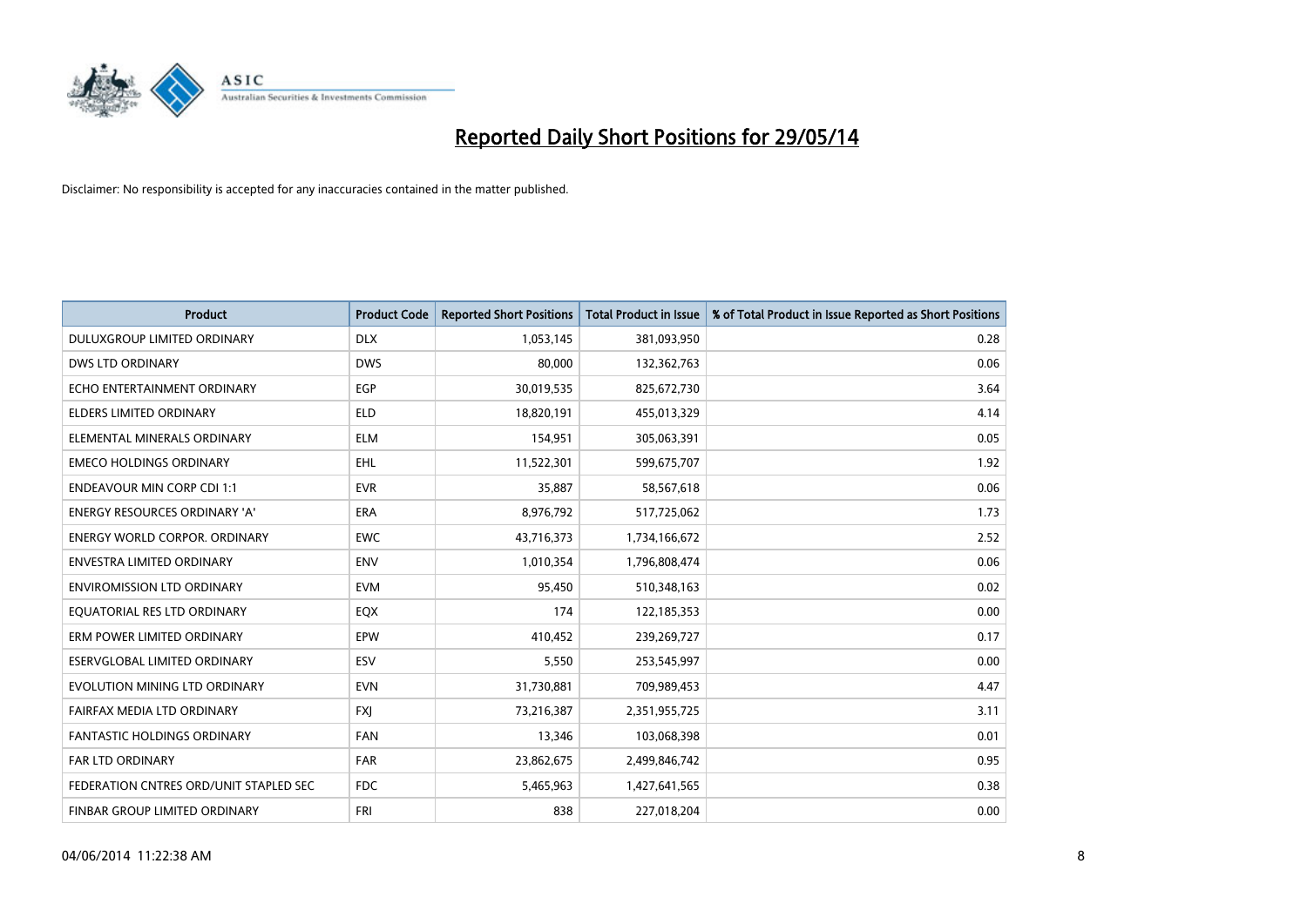# Reported Daily Short Positions for 29/05/14

Disclaimer: No responsibility is accepted for any inaccuracies contained in the matter published.

| Product | Product Code | Reported Short Positions | Total Product in Issue | % of Total Product in Issue Reported as Short Positions |
|---|---|---|---|---|
| DULUXGROUP LIMITED ORDINARY | DLX | 1,053,145 | 381,093,950 | 0.28 |
| DWS LTD ORDINARY | DWS | 80,000 | 132,362,763 | 0.06 |
| ECHO ENTERTAINMENT ORDINARY | EGP | 30,019,535 | 825,672,730 | 3.64 |
| ELDERS LIMITED ORDINARY | ELD | 18,820,191 | 455,013,329 | 4.14 |
| ELEMENTAL MINERALS ORDINARY | ELM | 154,951 | 305,063,391 | 0.05 |
| EMECO HOLDINGS ORDINARY | EHL | 11,522,301 | 599,675,707 | 1.92 |
| ENDEAVOUR MIN CORP CDI 1:1 | EVR | 35,887 | 58,567,618 | 0.06 |
| ENERGY RESOURCES ORDINARY 'A' | ERA | 8,976,792 | 517,725,062 | 1.73 |
| ENERGY WORLD CORPOR. ORDINARY | EWC | 43,716,373 | 1,734,166,672 | 2.52 |
| ENVESTRA LIMITED ORDINARY | ENV | 1,010,354 | 1,796,808,474 | 0.06 |
| ENVIROMISSION LTD ORDINARY | EVM | 95,450 | 510,348,163 | 0.02 |
| EQUATORIAL RES LTD ORDINARY | EQX | 174 | 122,185,353 | 0.00 |
| ERM POWER LIMITED ORDINARY | EPW | 410,452 | 239,269,727 | 0.17 |
| ESERVGLOBAL LIMITED ORDINARY | ESV | 5,550 | 253,545,997 | 0.00 |
| EVOLUTION MINING LTD ORDINARY | EVN | 31,730,881 | 709,989,453 | 4.47 |
| FAIRFAX MEDIA LTD ORDINARY | FXJ | 73,216,387 | 2,351,955,725 | 3.11 |
| FANTASTIC HOLDINGS ORDINARY | FAN | 13,346 | 103,068,398 | 0.01 |
| FAR LTD ORDINARY | FAR | 23,862,675 | 2,499,846,742 | 0.95 |
| FEDERATION CNTRES ORD/UNIT STAPLED SEC | FDC | 5,465,963 | 1,427,641,565 | 0.38 |
| FINBAR GROUP LIMITED ORDINARY | FRI | 838 | 227,018,204 | 0.00 |

04/06/2014 11:22:38 AM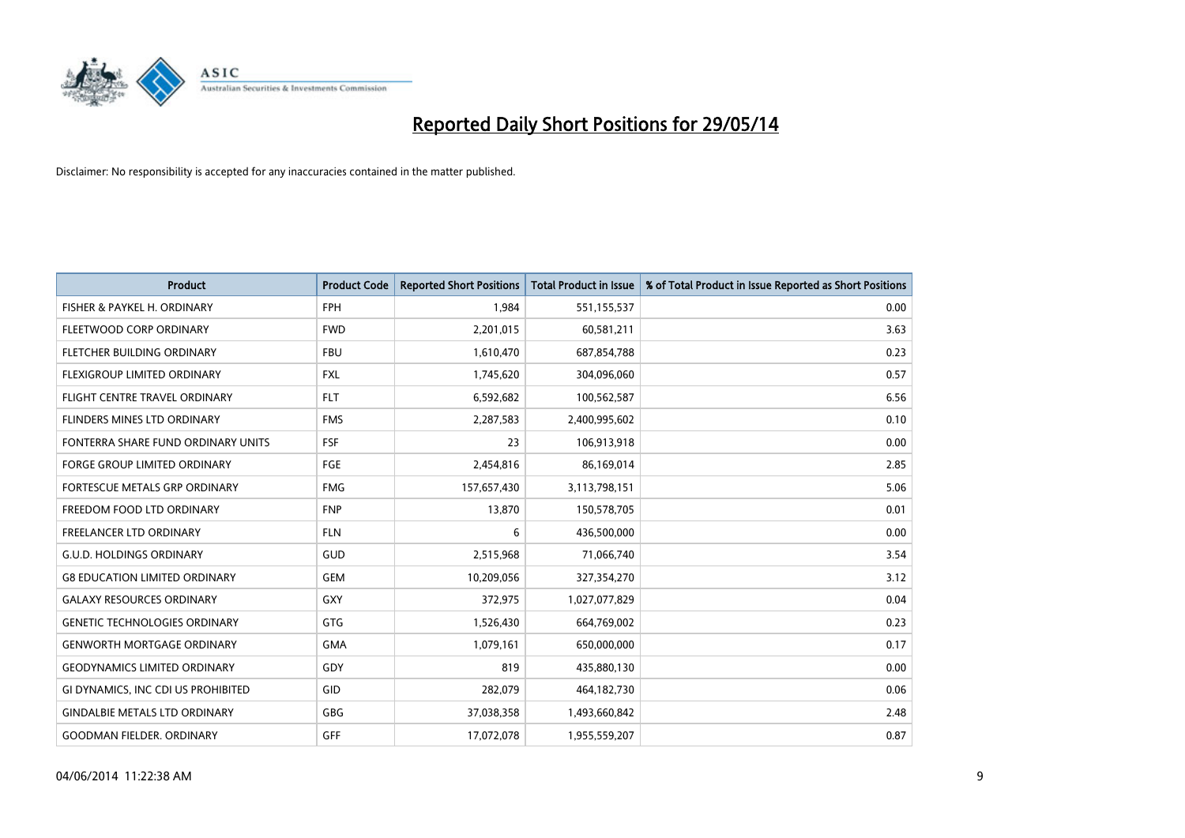# Reported Daily Short Positions for 29/05/14

Disclaimer: No responsibility is accepted for any inaccuracies contained in the matter published.

| Product | Product Code | Reported Short Positions | Total Product in Issue | % of Total Product in Issue Reported as Short Positions |
|---|---|---|---|---|
| FISHER & PAYKEL H. ORDINARY | FPH | 1,984 | 551,155,537 | 0.00 |
| FLEETWOOD CORP ORDINARY | FWD | 2,201,015 | 60,581,211 | 3.63 |
| FLETCHER BUILDING ORDINARY | FBU | 1,610,470 | 687,854,788 | 0.23 |
| FLEXIGROUP LIMITED ORDINARY | FXL | 1,745,620 | 304,096,060 | 0.57 |
| FLIGHT CENTRE TRAVEL ORDINARY | FLT | 6,592,682 | 100,562,587 | 6.56 |
| FLINDERS MINES LTD ORDINARY | FMS | 2,287,583 | 2,400,995,602 | 0.10 |
| FONTERRA SHARE FUND ORDINARY UNITS | FSF | 23 | 106,913,918 | 0.00 |
| FORGE GROUP LIMITED ORDINARY | FGE | 2,454,816 | 86,169,014 | 2.85 |
| FORTESCUE METALS GRP ORDINARY | FMG | 157,657,430 | 3,113,798,151 | 5.06 |
| FREEDOM FOOD LTD ORDINARY | FNP | 13,870 | 150,578,705 | 0.01 |
| FREELANCER LTD ORDINARY | FLN | 6 | 436,500,000 | 0.00 |
| G.U.D. HOLDINGS ORDINARY | GUD | 2,515,968 | 71,066,740 | 3.54 |
| G8 EDUCATION LIMITED ORDINARY | GEM | 10,209,056 | 327,354,270 | 3.12 |
| GALAXY RESOURCES ORDINARY | GXY | 372,975 | 1,027,077,829 | 0.04 |
| GENETIC TECHNOLOGIES ORDINARY | GTG | 1,526,430 | 664,769,002 | 0.23 |
| GENWORTH MORTGAGE ORDINARY | GMA | 1,079,161 | 650,000,000 | 0.17 |
| GEODYNAMICS LIMITED ORDINARY | GDY | 819 | 435,880,130 | 0.00 |
| GI DYNAMICS, INC CDI US PROHIBITED | GID | 282,079 | 464,182,730 | 0.06 |
| GINDALBIE METALS LTD ORDINARY | GBG | 37,038,358 | 1,493,660,842 | 2.48 |
| GOODMAN FIELDER. ORDINARY | GFF | 17,072,078 | 1,955,559,207 | 0.87 |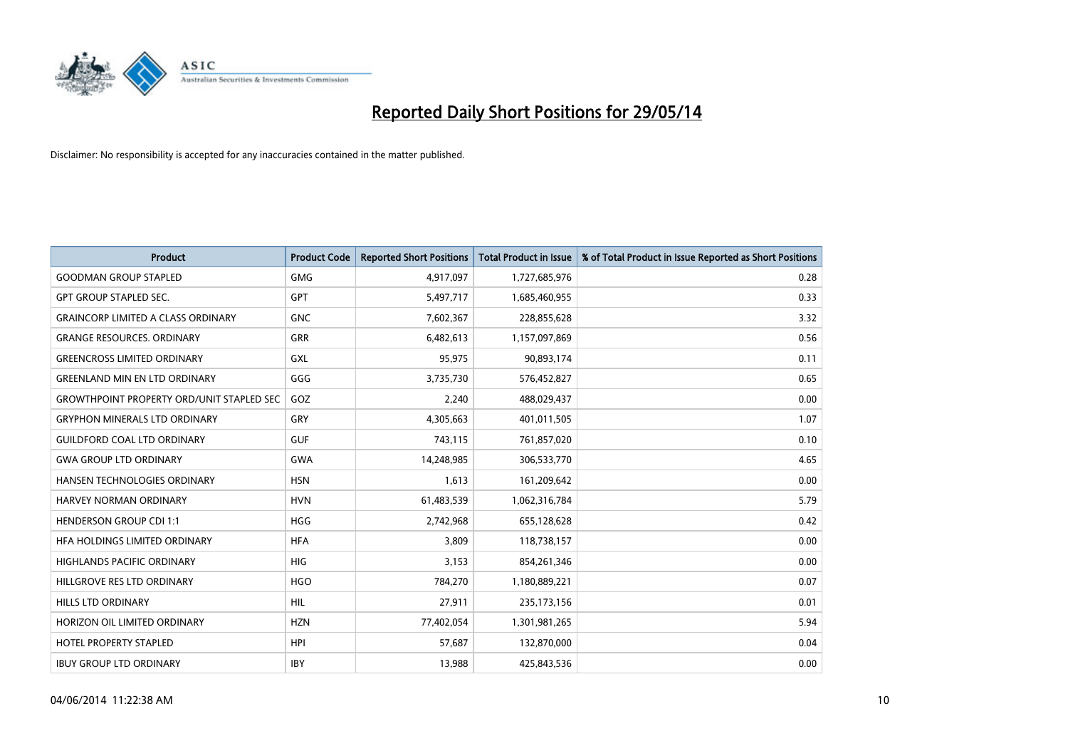# Reported Daily Short Positions for 29/05/14

Disclaimer: No responsibility is accepted for any inaccuracies contained in the matter published.

| Product | Product Code | Reported Short Positions | Total Product in Issue | % of Total Product in Issue Reported as Short Positions |
|---|---|---|---|---|
| GOODMAN GROUP STAPLED | GMG | 4,917,097 | 1,727,685,976 | 0.28 |
| GPT GROUP STAPLED SEC. | GPT | 5,497,717 | 1,685,460,955 | 0.33 |
| GRAINCORP LIMITED A CLASS ORDINARY | GNC | 7,602,367 | 228,855,628 | 3.32 |
| GRANGE RESOURCES. ORDINARY | GRR | 6,482,613 | 1,157,097,869 | 0.56 |
| GREENCROSS LIMITED ORDINARY | GXL | 95,975 | 90,893,174 | 0.11 |
| GREENLAND MIN EN LTD ORDINARY | GGG | 3,735,730 | 576,452,827 | 0.65 |
| GROWTHPOINT PROPERTY ORD/UNIT STAPLED SEC | GOZ | 2,240 | 488,029,437 | 0.00 |
| GRYPHON MINERALS LTD ORDINARY | GRY | 4,305,663 | 401,011,505 | 1.07 |
| GUILDFORD COAL LTD ORDINARY | GUF | 743,115 | 761,857,020 | 0.10 |
| GWA GROUP LTD ORDINARY | GWA | 14,248,985 | 306,533,770 | 4.65 |
| HANSEN TECHNOLOGIES ORDINARY | HSN | 1,613 | 161,209,642 | 0.00 |
| HARVEY NORMAN ORDINARY | HVN | 61,483,539 | 1,062,316,784 | 5.79 |
| HENDERSON GROUP CDI 1:1 | HGG | 2,742,968 | 655,128,628 | 0.42 |
| HFA HOLDINGS LIMITED ORDINARY | HFA | 3,809 | 118,738,157 | 0.00 |
| HIGHLANDS PACIFIC ORDINARY | HIG | 3,153 | 854,261,346 | 0.00 |
| HILLGROVE RES LTD ORDINARY | HGO | 784,270 | 1,180,889,221 | 0.07 |
| HILLS LTD ORDINARY | HIL | 27,911 | 235,173,156 | 0.01 |
| HORIZON OIL LIMITED ORDINARY | HZN | 77,402,054 | 1,301,981,265 | 5.94 |
| HOTEL PROPERTY STAPLED | HPI | 57,687 | 132,870,000 | 0.04 |
| IBUY GROUP LTD ORDINARY | IBY | 13,988 | 425,843,536 | 0.00 |

04/06/2014 11:22:38 AM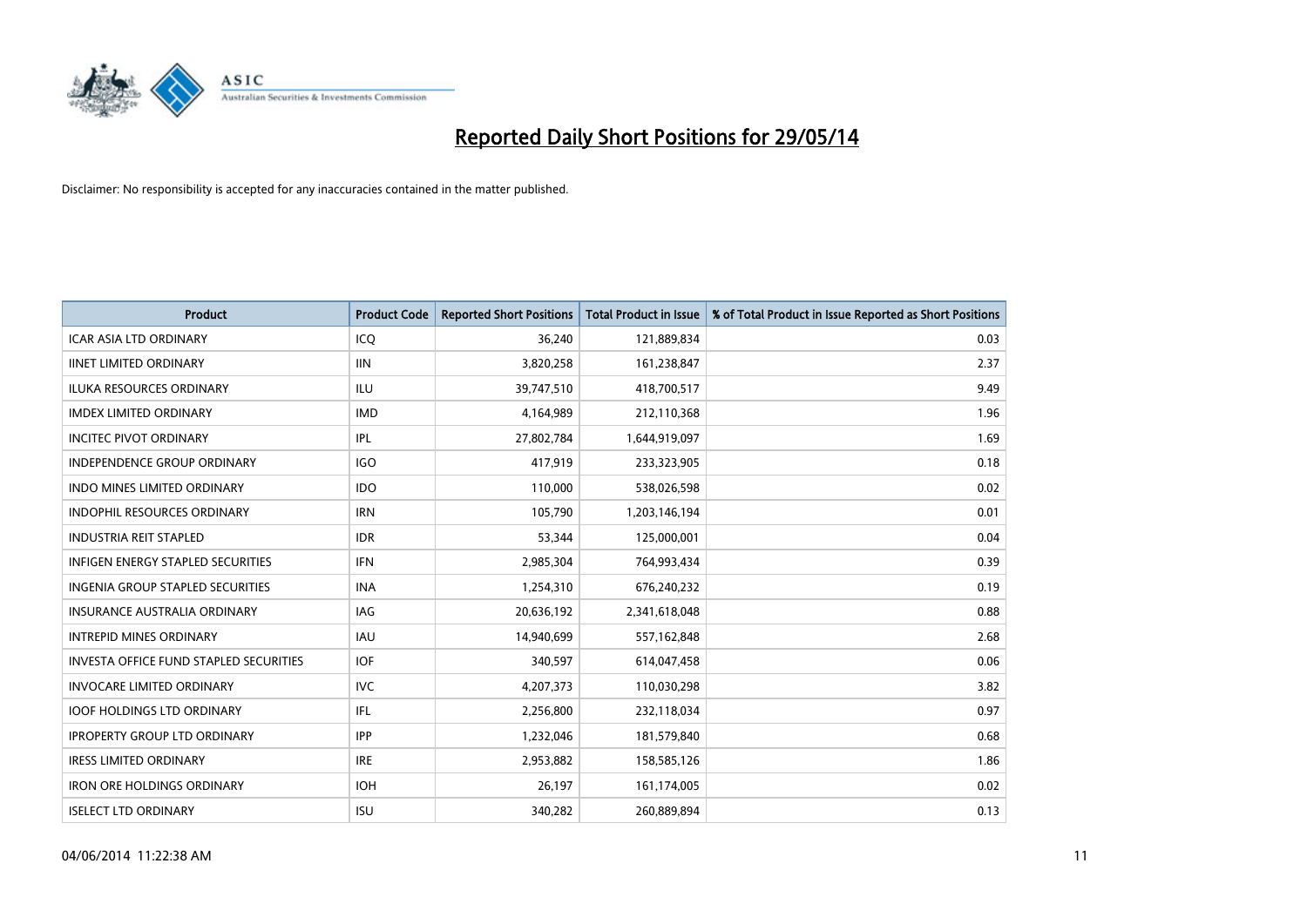# Reported Daily Short Positions for 29/05/14

Disclaimer: No responsibility is accepted for any inaccuracies contained in the matter published.

| Product | Product Code | Reported Short Positions | Total Product in Issue | % of Total Product in Issue Reported as Short Positions |
|---|---|---|---|---|
| ICAR ASIA LTD ORDINARY | ICQ | 36,240 | 121,889,834 | 0.03 |
| IINET LIMITED ORDINARY | IIN | 3,820,258 | 161,238,847 | 2.37 |
| ILUKA RESOURCES ORDINARY | ILU | 39,747,510 | 418,700,517 | 9.49 |
| IMDEX LIMITED ORDINARY | IMD | 4,164,989 | 212,110,368 | 1.96 |
| INCITEC PIVOT ORDINARY | IPL | 27,802,784 | 1,644,919,097 | 1.69 |
| INDEPENDENCE GROUP ORDINARY | IGO | 417,919 | 233,323,905 | 0.18 |
| INDO MINES LIMITED ORDINARY | IDO | 110,000 | 538,026,598 | 0.02 |
| INDOPHIL RESOURCES ORDINARY | IRN | 105,790 | 1,203,146,194 | 0.01 |
| INDUSTRIA REIT STAPLED | IDR | 53,344 | 125,000,001 | 0.04 |
| INFIGEN ENERGY STAPLED SECURITIES | IFN | 2,985,304 | 764,993,434 | 0.39 |
| INGENIA GROUP STAPLED SECURITIES | INA | 1,254,310 | 676,240,232 | 0.19 |
| INSURANCE AUSTRALIA ORDINARY | IAG | 20,636,192 | 2,341,618,048 | 0.88 |
| INTREPID MINES ORDINARY | IAU | 14,940,699 | 557,162,848 | 2.68 |
| INVESTA OFFICE FUND STAPLED SECURITIES | IOF | 340,597 | 614,047,458 | 0.06 |
| INVOCARE LIMITED ORDINARY | IVC | 4,207,373 | 110,030,298 | 3.82 |
| IOOF HOLDINGS LTD ORDINARY | IFL | 2,256,800 | 232,118,034 | 0.97 |
| IPROPERTY GROUP LTD ORDINARY | IPP | 1,232,046 | 181,579,840 | 0.68 |
| IRESS LIMITED ORDINARY | IRE | 2,953,882 | 158,585,126 | 1.86 |
| IRON ORE HOLDINGS ORDINARY | IOH | 26,197 | 161,174,005 | 0.02 |
| ISELECT LTD ORDINARY | ISU | 340,282 | 260,889,894 | 0.13 |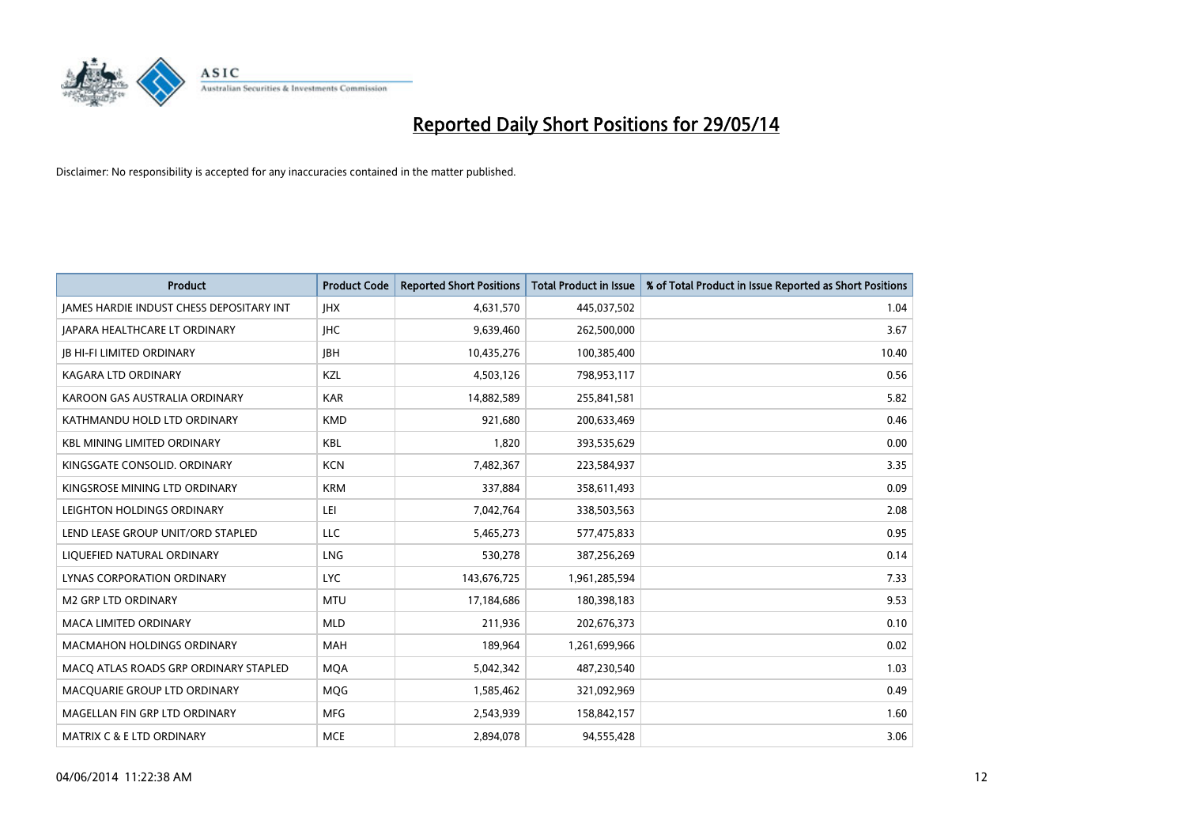# Reported Daily Short Positions for 29/05/14

Disclaimer: No responsibility is accepted for any inaccuracies contained in the matter published.

| Product | Product Code | Reported Short Positions | Total Product in Issue | % of Total Product in Issue Reported as Short Positions |
|---|---|---|---|---|
| JAMES HARDIE INDUST CHESS DEPOSITARY INT | JHX | 4,631,570 | 445,037,502 | 1.04 |
| JAPARA HEALTHCARE LT ORDINARY | JHC | 9,639,460 | 262,500,000 | 3.67 |
| JB HI-FI LIMITED ORDINARY | JBH | 10,435,276 | 100,385,400 | 10.40 |
| KAGARA LTD ORDINARY | KZL | 4,503,126 | 798,953,117 | 0.56 |
| KAROON GAS AUSTRALIA ORDINARY | KAR | 14,882,589 | 255,841,581 | 5.82 |
| KATHMANDU HOLD LTD ORDINARY | KMD | 921,680 | 200,633,469 | 0.46 |
| KBL MINING LIMITED ORDINARY | KBL | 1,820 | 393,535,629 | 0.00 |
| KINGSGATE CONSOLID. ORDINARY | KCN | 7,482,367 | 223,584,937 | 3.35 |
| KINGSROSE MINING LTD ORDINARY | KRM | 337,884 | 358,611,493 | 0.09 |
| LEIGHTON HOLDINGS ORDINARY | LEI | 7,042,764 | 338,503,563 | 2.08 |
| LEND LEASE GROUP UNIT/ORD STAPLED | LLC | 5,465,273 | 577,475,833 | 0.95 |
| LIQUEFIED NATURAL ORDINARY | LNG | 530,278 | 387,256,269 | 0.14 |
| LYNAS CORPORATION ORDINARY | LYC | 143,676,725 | 1,961,285,594 | 7.33 |
| M2 GRP LTD ORDINARY | MTU | 17,184,686 | 180,398,183 | 9.53 |
| MACA LIMITED ORDINARY | MLD | 211,936 | 202,676,373 | 0.10 |
| MACMAHON HOLDINGS ORDINARY | MAH | 189,964 | 1,261,699,966 | 0.02 |
| MACQ ATLAS ROADS GRP ORDINARY STAPLED | MQA | 5,042,342 | 487,230,540 | 1.03 |
| MACQUARIE GROUP LTD ORDINARY | MQG | 1,585,462 | 321,092,969 | 0.49 |
| MAGELLAN FIN GRP LTD ORDINARY | MFG | 2,543,939 | 158,842,157 | 1.60 |
| MATRIX C & E LTD ORDINARY | MCE | 2,894,078 | 94,555,428 | 3.06 |

04/06/2014 11:22:38 AM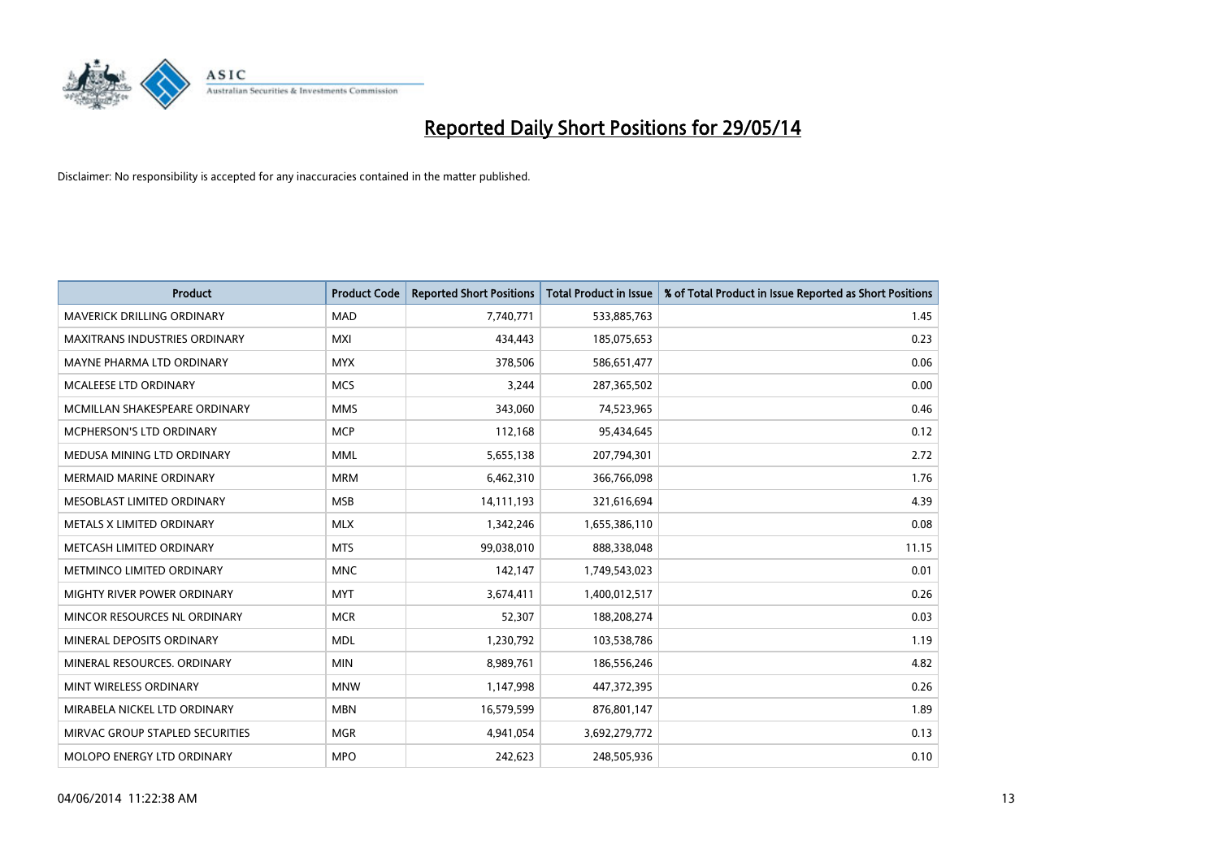# Reported Daily Short Positions for 29/05/14

Disclaimer: No responsibility is accepted for any inaccuracies contained in the matter published.

| Product | Product Code | Reported Short Positions | Total Product in Issue | % of Total Product in Issue Reported as Short Positions |
|---|---|---|---|---|
| MAVERICK DRILLING ORDINARY | MAD | 7,740,771 | 533,885,763 | 1.45 |
| MAXITRANS INDUSTRIES ORDINARY | MXI | 434,443 | 185,075,653 | 0.23 |
| MAYNE PHARMA LTD ORDINARY | MYX | 378,506 | 586,651,477 | 0.06 |
| MCALEESE LTD ORDINARY | MCS | 3,244 | 287,365,502 | 0.00 |
| MCMILLAN SHAKESPEARE ORDINARY | MMS | 343,060 | 74,523,965 | 0.46 |
| MCPHERSON'S LTD ORDINARY | MCP | 112,168 | 95,434,645 | 0.12 |
| MEDUSA MINING LTD ORDINARY | MML | 5,655,138 | 207,794,301 | 2.72 |
| MERMAID MARINE ORDINARY | MRM | 6,462,310 | 366,766,098 | 1.76 |
| MESOBLAST LIMITED ORDINARY | MSB | 14,111,193 | 321,616,694 | 4.39 |
| METALS X LIMITED ORDINARY | MLX | 1,342,246 | 1,655,386,110 | 0.08 |
| METCASH LIMITED ORDINARY | MTS | 99,038,010 | 888,338,048 | 11.15 |
| METMINCO LIMITED ORDINARY | MNC | 142,147 | 1,749,543,023 | 0.01 |
| MIGHTY RIVER POWER ORDINARY | MYT | 3,674,411 | 1,400,012,517 | 0.26 |
| MINCOR RESOURCES NL ORDINARY | MCR | 52,307 | 188,208,274 | 0.03 |
| MINERAL DEPOSITS ORDINARY | MDL | 1,230,792 | 103,538,786 | 1.19 |
| MINERAL RESOURCES. ORDINARY | MIN | 8,989,761 | 186,556,246 | 4.82 |
| MINT WIRELESS ORDINARY | MNW | 1,147,998 | 447,372,395 | 0.26 |
| MIRABELA NICKEL LTD ORDINARY | MBN | 16,579,599 | 876,801,147 | 1.89 |
| MIRVAC GROUP STAPLED SECURITIES | MGR | 4,941,054 | 3,692,279,772 | 0.13 |
| MOLOPO ENERGY LTD ORDINARY | MPO | 242,623 | 248,505,936 | 0.10 |

04/06/2014 11:22:38 AM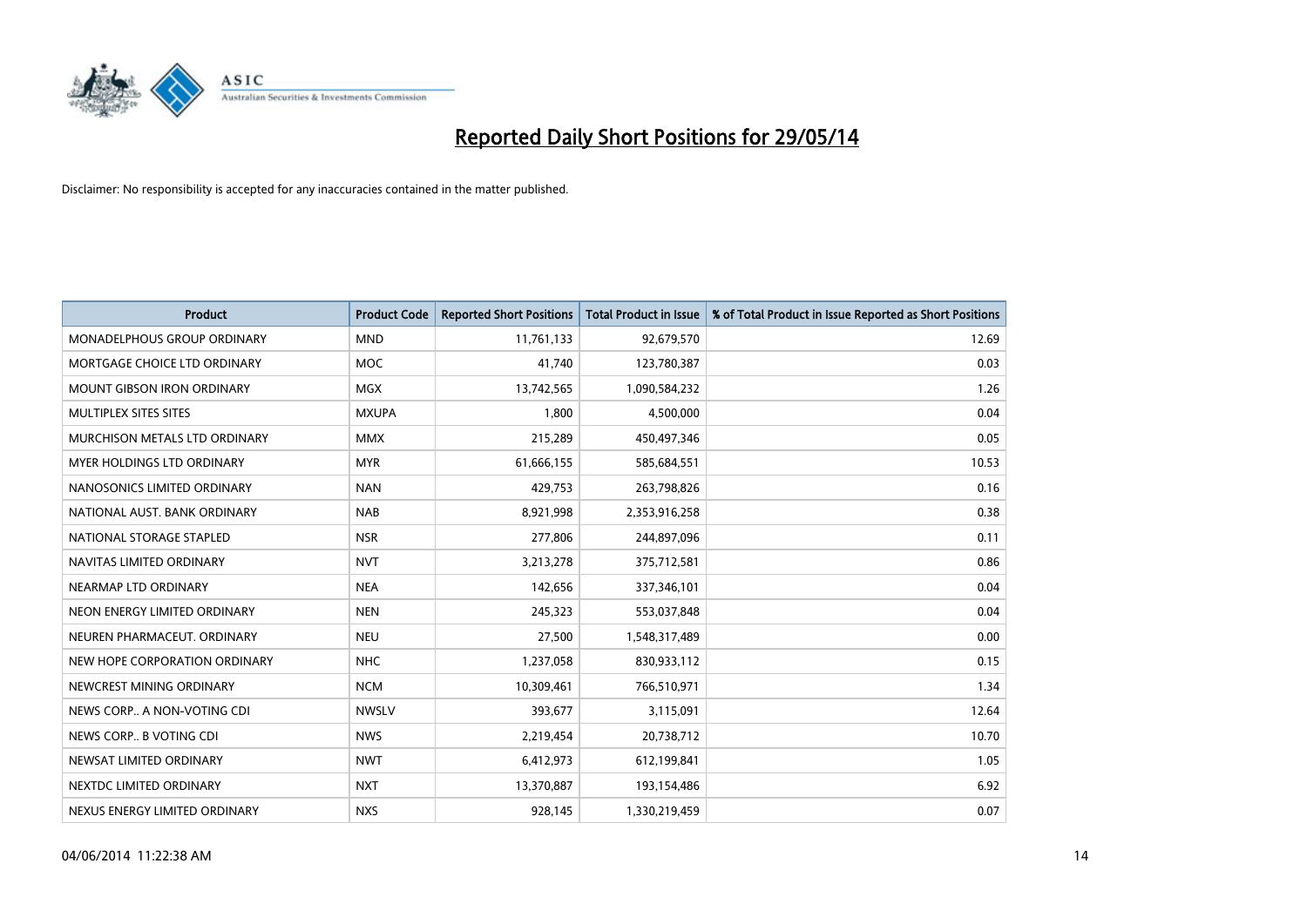# Reported Daily Short Positions for 29/05/14

Disclaimer: No responsibility is accepted for any inaccuracies contained in the matter published.

| Product | Product Code | Reported Short Positions | Total Product in Issue | % of Total Product in Issue Reported as Short Positions |
|---|---|---|---|---|
| MONADELPHOUS GROUP ORDINARY | MND | 11,761,133 | 92,679,570 | 12.69 |
| MORTGAGE CHOICE LTD ORDINARY | MOC | 41,740 | 123,780,387 | 0.03 |
| MOUNT GIBSON IRON ORDINARY | MGX | 13,742,565 | 1,090,584,232 | 1.26 |
| MULTIPLEX SITES SITES | MXUPA | 1,800 | 4,500,000 | 0.04 |
| MURCHISON METALS LTD ORDINARY | MMX | 215,289 | 450,497,346 | 0.05 |
| MYER HOLDINGS LTD ORDINARY | MYR | 61,666,155 | 585,684,551 | 10.53 |
| NANOSONICS LIMITED ORDINARY | NAN | 429,753 | 263,798,826 | 0.16 |
| NATIONAL AUST. BANK ORDINARY | NAB | 8,921,998 | 2,353,916,258 | 0.38 |
| NATIONAL STORAGE STAPLED | NSR | 277,806 | 244,897,096 | 0.11 |
| NAVITAS LIMITED ORDINARY | NVT | 3,213,278 | 375,712,581 | 0.86 |
| NEARMAP LTD ORDINARY | NEA | 142,656 | 337,346,101 | 0.04 |
| NEON ENERGY LIMITED ORDINARY | NEN | 245,323 | 553,037,848 | 0.04 |
| NEUREN PHARMACEUT. ORDINARY | NEU | 27,500 | 1,548,317,489 | 0.00 |
| NEW HOPE CORPORATION ORDINARY | NHC | 1,237,058 | 830,933,112 | 0.15 |
| NEWCREST MINING ORDINARY | NCM | 10,309,461 | 766,510,971 | 1.34 |
| NEWS CORP.. A NON-VOTING CDI | NWSLV | 393,677 | 3,115,091 | 12.64 |
| NEWS CORP.. B VOTING CDI | NWS | 2,219,454 | 20,738,712 | 10.70 |
| NEWSAT LIMITED ORDINARY | NWT | 6,412,973 | 612,199,841 | 1.05 |
| NEXTDC LIMITED ORDINARY | NXT | 13,370,887 | 193,154,486 | 6.92 |
| NEXUS ENERGY LIMITED ORDINARY | NXS | 928,145 | 1,330,219,459 | 0.07 |

04/06/2014 11:22:38 AM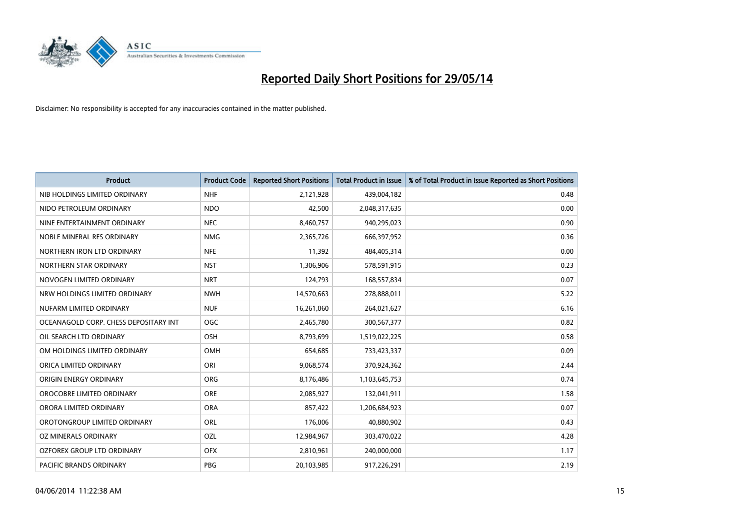# Reported Daily Short Positions for 29/05/14

Disclaimer: No responsibility is accepted for any inaccuracies contained in the matter published.

| Product | Product Code | Reported Short Positions | Total Product in Issue | % of Total Product in Issue Reported as Short Positions |
|---|---|---|---|---|
| NIB HOLDINGS LIMITED ORDINARY | NHF | 2,121,928 | 439,004,182 | 0.48 |
| NIDO PETROLEUM ORDINARY | NDO | 42,500 | 2,048,317,635 | 0.00 |
| NINE ENTERTAINMENT ORDINARY | NEC | 8,460,757 | 940,295,023 | 0.90 |
| NOBLE MINERAL RES ORDINARY | NMG | 2,365,726 | 666,397,952 | 0.36 |
| NORTHERN IRON LTD ORDINARY | NFE | 11,392 | 484,405,314 | 0.00 |
| NORTHERN STAR ORDINARY | NST | 1,306,906 | 578,591,915 | 0.23 |
| NOVOGEN LIMITED ORDINARY | NRT | 124,793 | 168,557,834 | 0.07 |
| NRW HOLDINGS LIMITED ORDINARY | NWH | 14,570,663 | 278,888,011 | 5.22 |
| NUFARM LIMITED ORDINARY | NUF | 16,261,060 | 264,021,627 | 6.16 |
| OCEANAGOLD CORP. CHESS DEPOSITARY INT | OGC | 2,465,780 | 300,567,377 | 0.82 |
| OIL SEARCH LTD ORDINARY | OSH | 8,793,699 | 1,519,022,225 | 0.58 |
| OM HOLDINGS LIMITED ORDINARY | OMH | 654,685 | 733,423,337 | 0.09 |
| ORICA LIMITED ORDINARY | ORI | 9,068,574 | 370,924,362 | 2.44 |
| ORIGIN ENERGY ORDINARY | ORG | 8,176,486 | 1,103,645,753 | 0.74 |
| OROCOBRE LIMITED ORDINARY | ORE | 2,085,927 | 132,041,911 | 1.58 |
| ORORA LIMITED ORDINARY | ORA | 857,422 | 1,206,684,923 | 0.07 |
| OROTONGROUP LIMITED ORDINARY | ORL | 176,006 | 40,880,902 | 0.43 |
| OZ MINERALS ORDINARY | OZL | 12,984,967 | 303,470,022 | 4.28 |
| OZFOREX GROUP LTD ORDINARY | OFX | 2,810,961 | 240,000,000 | 1.17 |
| PACIFIC BRANDS ORDINARY | PBG | 20,103,985 | 917,226,291 | 2.19 |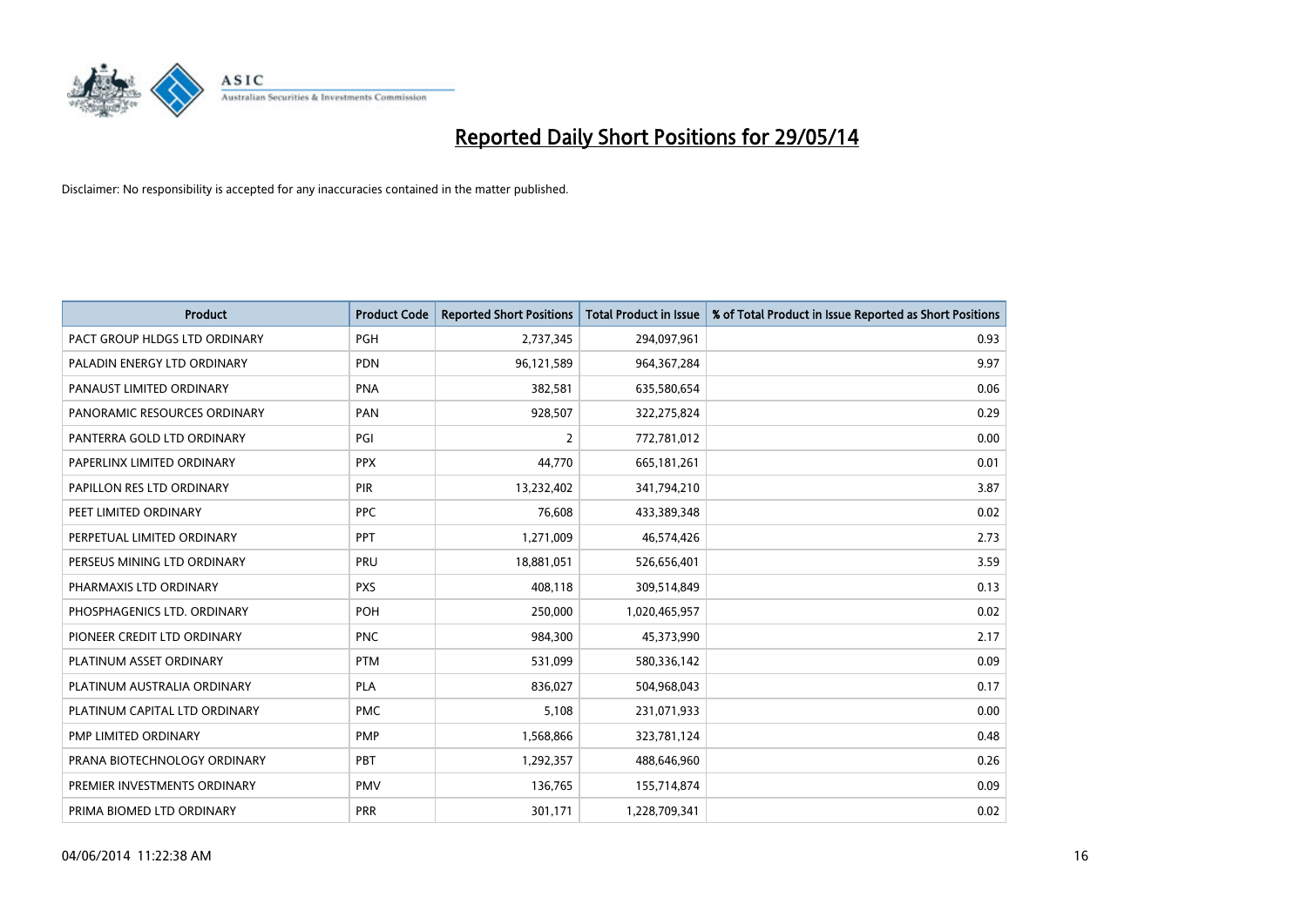# Reported Daily Short Positions for 29/05/14

Disclaimer: No responsibility is accepted for any inaccuracies contained in the matter published.

| Product | Product Code | Reported Short Positions | Total Product in Issue | % of Total Product in Issue Reported as Short Positions |
|---|---|---|---|---|
| PACT GROUP HLDGS LTD ORDINARY | PGH | 2,737,345 | 294,097,961 | 0.93 |
| PALADIN ENERGY LTD ORDINARY | PDN | 96,121,589 | 964,367,284 | 9.97 |
| PANAUST LIMITED ORDINARY | PNA | 382,581 | 635,580,654 | 0.06 |
| PANORAMIC RESOURCES ORDINARY | PAN | 928,507 | 322,275,824 | 0.29 |
| PANTERRA GOLD LTD ORDINARY | PGI | 2 | 772,781,012 | 0.00 |
| PAPERLINX LIMITED ORDINARY | PPX | 44,770 | 665,181,261 | 0.01 |
| PAPILLON RES LTD ORDINARY | PIR | 13,232,402 | 341,794,210 | 3.87 |
| PEET LIMITED ORDINARY | PPC | 76,608 | 433,389,348 | 0.02 |
| PERPETUAL LIMITED ORDINARY | PPT | 1,271,009 | 46,574,426 | 2.73 |
| PERSEUS MINING LTD ORDINARY | PRU | 18,881,051 | 526,656,401 | 3.59 |
| PHARMAXIS LTD ORDINARY | PXS | 408,118 | 309,514,849 | 0.13 |
| PHOSPHAGENICS LTD. ORDINARY | POH | 250,000 | 1,020,465,957 | 0.02 |
| PIONEER CREDIT LTD ORDINARY | PNC | 984,300 | 45,373,990 | 2.17 |
| PLATINUM ASSET ORDINARY | PTM | 531,099 | 580,336,142 | 0.09 |
| PLATINUM AUSTRALIA ORDINARY | PLA | 836,027 | 504,968,043 | 0.17 |
| PLATINUM CAPITAL LTD ORDINARY | PMC | 5,108 | 231,071,933 | 0.00 |
| PMP LIMITED ORDINARY | PMP | 1,568,866 | 323,781,124 | 0.48 |
| PRANA BIOTECHNOLOGY ORDINARY | PBT | 1,292,357 | 488,646,960 | 0.26 |
| PREMIER INVESTMENTS ORDINARY | PMV | 136,765 | 155,714,874 | 0.09 |
| PRIMA BIOMED LTD ORDINARY | PRR | 301,171 | 1,228,709,341 | 0.02 |

04/06/2014 11:22:38 AM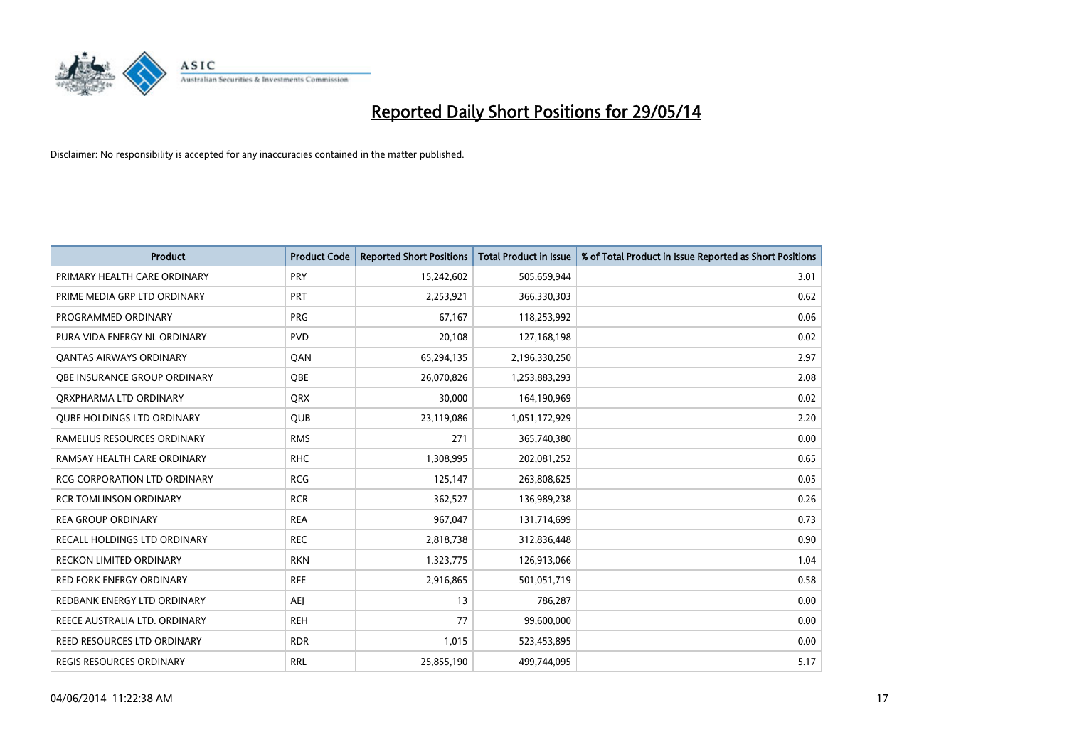# Reported Daily Short Positions for 29/05/14

Disclaimer: No responsibility is accepted for any inaccuracies contained in the matter published.

| Product | Product Code | Reported Short Positions | Total Product in Issue | % of Total Product in Issue Reported as Short Positions |
|---|---|---|---|---|
| PRIMARY HEALTH CARE ORDINARY | PRY | 15,242,602 | 505,659,944 | 3.01 |
| PRIME MEDIA GRP LTD ORDINARY | PRT | 2,253,921 | 366,330,303 | 0.62 |
| PROGRAMMED ORDINARY | PRG | 67,167 | 118,253,992 | 0.06 |
| PURA VIDA ENERGY NL ORDINARY | PVD | 20,108 | 127,168,198 | 0.02 |
| QANTAS AIRWAYS ORDINARY | QAN | 65,294,135 | 2,196,330,250 | 2.97 |
| QBE INSURANCE GROUP ORDINARY | QBE | 26,070,826 | 1,253,883,293 | 2.08 |
| QRXPHARMA LTD ORDINARY | QRX | 30,000 | 164,190,969 | 0.02 |
| QUBE HOLDINGS LTD ORDINARY | QUB | 23,119,086 | 1,051,172,929 | 2.20 |
| RAMELIUS RESOURCES ORDINARY | RMS | 271 | 365,740,380 | 0.00 |
| RAMSAY HEALTH CARE ORDINARY | RHC | 1,308,995 | 202,081,252 | 0.65 |
| RCG CORPORATION LTD ORDINARY | RCG | 125,147 | 263,808,625 | 0.05 |
| RCR TOMLINSON ORDINARY | RCR | 362,527 | 136,989,238 | 0.26 |
| REA GROUP ORDINARY | REA | 967,047 | 131,714,699 | 0.73 |
| RECALL HOLDINGS LTD ORDINARY | REC | 2,818,738 | 312,836,448 | 0.90 |
| RECKON LIMITED ORDINARY | RKN | 1,323,775 | 126,913,066 | 1.04 |
| RED FORK ENERGY ORDINARY | RFE | 2,916,865 | 501,051,719 | 0.58 |
| REDBANK ENERGY LTD ORDINARY | AEJ | 13 | 786,287 | 0.00 |
| REECE AUSTRALIA LTD. ORDINARY | REH | 77 | 99,600,000 | 0.00 |
| REED RESOURCES LTD ORDINARY | RDR | 1,015 | 523,453,895 | 0.00 |
| REGIS RESOURCES ORDINARY | RRL | 25,855,190 | 499,744,095 | 5.17 |

04/06/2014 11:22:38 AM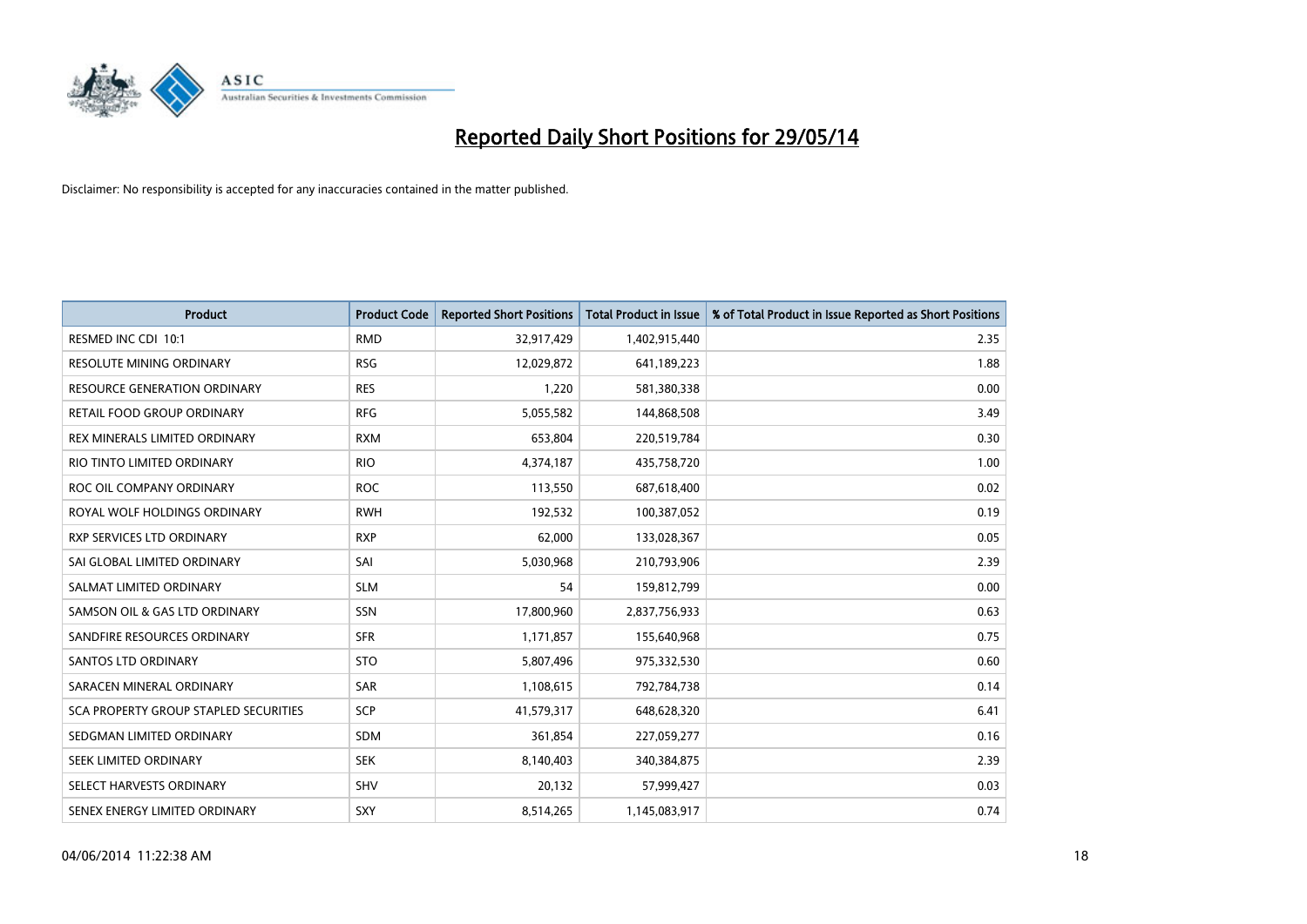# Reported Daily Short Positions for 29/05/14

Disclaimer: No responsibility is accepted for any inaccuracies contained in the matter published.

| Product | Product Code | Reported Short Positions | Total Product in Issue | % of Total Product in Issue Reported as Short Positions |
|---|---|---|---|---|
| RESMED INC CDI 10:1 | RMD | 32,917,429 | 1,402,915,440 | 2.35 |
| RESOLUTE MINING ORDINARY | RSG | 12,029,872 | 641,189,223 | 1.88 |
| RESOURCE GENERATION ORDINARY | RES | 1,220 | 581,380,338 | 0.00 |
| RETAIL FOOD GROUP ORDINARY | RFG | 5,055,582 | 144,868,508 | 3.49 |
| REX MINERALS LIMITED ORDINARY | RXM | 653,804 | 220,519,784 | 0.30 |
| RIO TINTO LIMITED ORDINARY | RIO | 4,374,187 | 435,758,720 | 1.00 |
| ROC OIL COMPANY ORDINARY | ROC | 113,550 | 687,618,400 | 0.02 |
| ROYAL WOLF HOLDINGS ORDINARY | RWH | 192,532 | 100,387,052 | 0.19 |
| RXP SERVICES LTD ORDINARY | RXP | 62,000 | 133,028,367 | 0.05 |
| SAI GLOBAL LIMITED ORDINARY | SAI | 5,030,968 | 210,793,906 | 2.39 |
| SALMAT LIMITED ORDINARY | SLM | 54 | 159,812,799 | 0.00 |
| SAMSON OIL & GAS LTD ORDINARY | SSN | 17,800,960 | 2,837,756,933 | 0.63 |
| SANDFIRE RESOURCES ORDINARY | SFR | 1,171,857 | 155,640,968 | 0.75 |
| SANTOS LTD ORDINARY | STO | 5,807,496 | 975,332,530 | 0.60 |
| SARACEN MINERAL ORDINARY | SAR | 1,108,615 | 792,784,738 | 0.14 |
| SCA PROPERTY GROUP STAPLED SECURITIES | SCP | 41,579,317 | 648,628,320 | 6.41 |
| SEDGMAN LIMITED ORDINARY | SDM | 361,854 | 227,059,277 | 0.16 |
| SEEK LIMITED ORDINARY | SEK | 8,140,403 | 340,384,875 | 2.39 |
| SELECT HARVESTS ORDINARY | SHV | 20,132 | 57,999,427 | 0.03 |
| SENEX ENERGY LIMITED ORDINARY | SXY | 8,514,265 | 1,145,083,917 | 0.74 |

04/06/2014 11:22:38 AM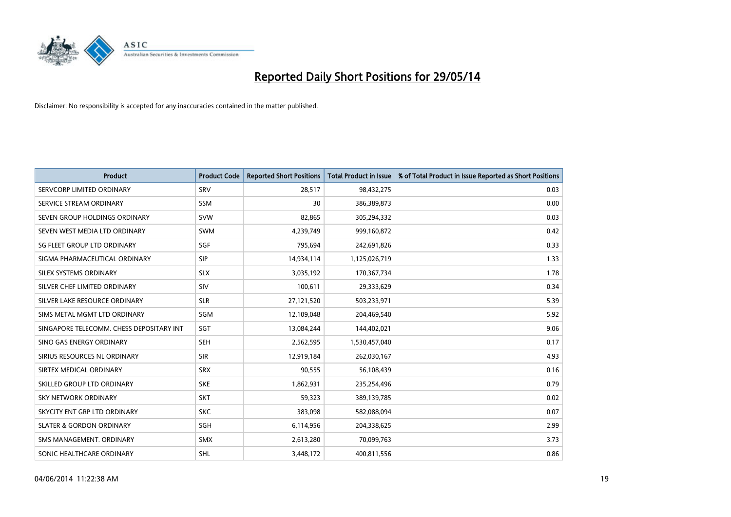# Reported Daily Short Positions for 29/05/14

Disclaimer: No responsibility is accepted for any inaccuracies contained in the matter published.

| Product | Product Code | Reported Short Positions | Total Product in Issue | % of Total Product in Issue Reported as Short Positions |
|---|---|---|---|---|
| SERVCORP LIMITED ORDINARY | SRV | 28,517 | 98,432,275 | 0.03 |
| SERVICE STREAM ORDINARY | SSM | 30 | 386,389,873 | 0.00 |
| SEVEN GROUP HOLDINGS ORDINARY | SVW | 82,865 | 305,294,332 | 0.03 |
| SEVEN WEST MEDIA LTD ORDINARY | SWM | 4,239,749 | 999,160,872 | 0.42 |
| SG FLEET GROUP LTD ORDINARY | SGF | 795,694 | 242,691,826 | 0.33 |
| SIGMA PHARMACEUTICAL ORDINARY | SIP | 14,934,114 | 1,125,026,719 | 1.33 |
| SILEX SYSTEMS ORDINARY | SLX | 3,035,192 | 170,367,734 | 1.78 |
| SILVER CHEF LIMITED ORDINARY | SIV | 100,611 | 29,333,629 | 0.34 |
| SILVER LAKE RESOURCE ORDINARY | SLR | 27,121,520 | 503,233,971 | 5.39 |
| SIMS METAL MGMT LTD ORDINARY | SGM | 12,109,048 | 204,469,540 | 5.92 |
| SINGAPORE TELECOMM. CHESS DEPOSITARY INT | SGT | 13,084,244 | 144,402,021 | 9.06 |
| SINO GAS ENERGY ORDINARY | SEH | 2,562,595 | 1,530,457,040 | 0.17 |
| SIRIUS RESOURCES NL ORDINARY | SIR | 12,919,184 | 262,030,167 | 4.93 |
| SIRTEX MEDICAL ORDINARY | SRX | 90,555 | 56,108,439 | 0.16 |
| SKILLED GROUP LTD ORDINARY | SKE | 1,862,931 | 235,254,496 | 0.79 |
| SKY NETWORK ORDINARY | SKT | 59,323 | 389,139,785 | 0.02 |
| SKYCITY ENT GRP LTD ORDINARY | SKC | 383,098 | 582,088,094 | 0.07 |
| SLATER & GORDON ORDINARY | SGH | 6,114,956 | 204,338,625 | 2.99 |
| SMS MANAGEMENT. ORDINARY | SMX | 2,613,280 | 70,099,763 | 3.73 |
| SONIC HEALTHCARE ORDINARY | SHL | 3,448,172 | 400,811,556 | 0.86 |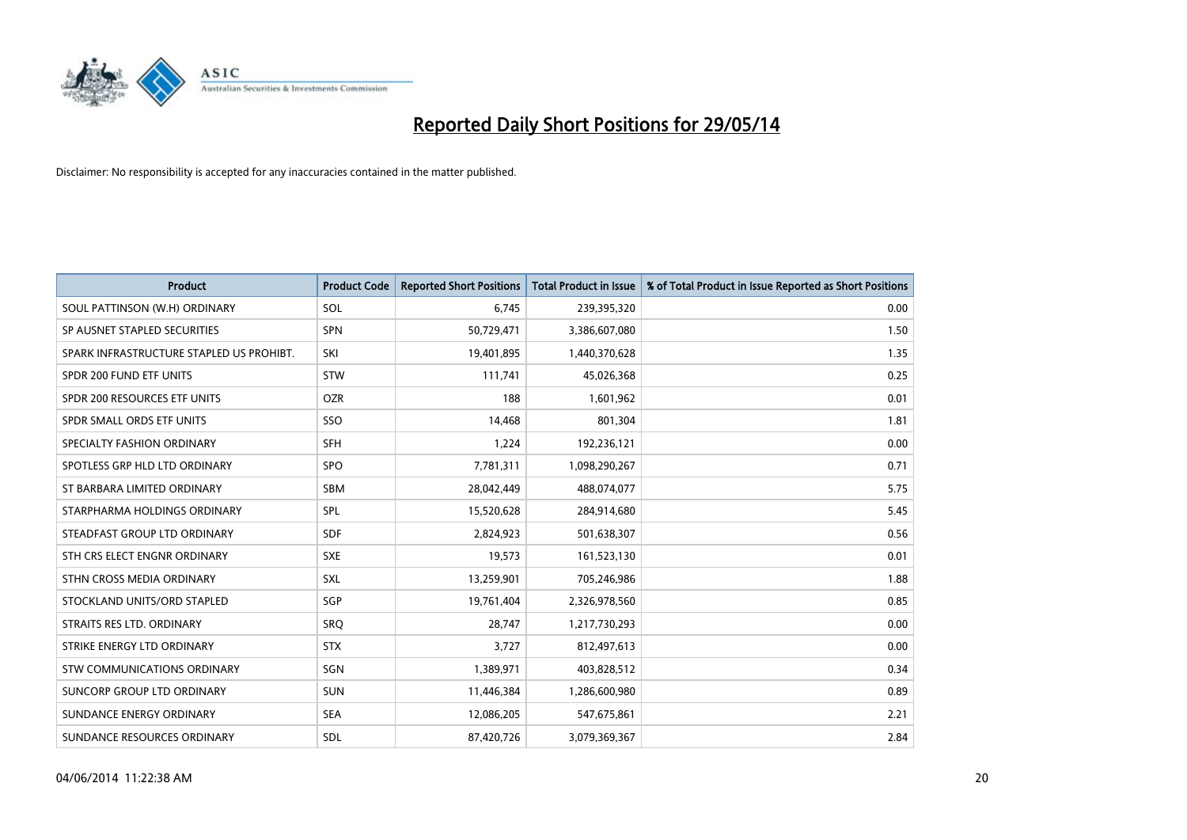# Reported Daily Short Positions for 29/05/14

Disclaimer: No responsibility is accepted for any inaccuracies contained in the matter published.

| Product | Product Code | Reported Short Positions | Total Product in Issue | % of Total Product in Issue Reported as Short Positions |
|---|---|---|---|---|
| SOUL PATTINSON (W.H) ORDINARY | SOL | 6,745 | 239,395,320 | 0.00 |
| SP AUSNET STAPLED SECURITIES | SPN | 50,729,471 | 3,386,607,080 | 1.50 |
| SPARK INFRASTRUCTURE STAPLED US PROHIBT. | SKI | 19,401,895 | 1,440,370,628 | 1.35 |
| SPDR 200 FUND ETF UNITS | STW | 111,741 | 45,026,368 | 0.25 |
| SPDR 200 RESOURCES ETF UNITS | OZR | 188 | 1,601,962 | 0.01 |
| SPDR SMALL ORDS ETF UNITS | SSO | 14,468 | 801,304 | 1.81 |
| SPECIALTY FASHION ORDINARY | SFH | 1,224 | 192,236,121 | 0.00 |
| SPOTLESS GRP HLD LTD ORDINARY | SPO | 7,781,311 | 1,098,290,267 | 0.71 |
| ST BARBARA LIMITED ORDINARY | SBM | 28,042,449 | 488,074,077 | 5.75 |
| STARPHARMA HOLDINGS ORDINARY | SPL | 15,520,628 | 284,914,680 | 5.45 |
| STEADFAST GROUP LTD ORDINARY | SDF | 2,824,923 | 501,638,307 | 0.56 |
| STH CRS ELECT ENGNR ORDINARY | SXE | 19,573 | 161,523,130 | 0.01 |
| STHN CROSS MEDIA ORDINARY | SXL | 13,259,901 | 705,246,986 | 1.88 |
| STOCKLAND UNITS/ORD STAPLED | SGP | 19,761,404 | 2,326,978,560 | 0.85 |
| STRAITS RES LTD. ORDINARY | SRQ | 28,747 | 1,217,730,293 | 0.00 |
| STRIKE ENERGY LTD ORDINARY | STX | 3,727 | 812,497,613 | 0.00 |
| STW COMMUNICATIONS ORDINARY | SGN | 1,389,971 | 403,828,512 | 0.34 |
| SUNCORP GROUP LTD ORDINARY | SUN | 11,446,384 | 1,286,600,980 | 0.89 |
| SUNDANCE ENERGY ORDINARY | SEA | 12,086,205 | 547,675,861 | 2.21 |
| SUNDANCE RESOURCES ORDINARY | SDL | 87,420,726 | 3,079,369,367 | 2.84 |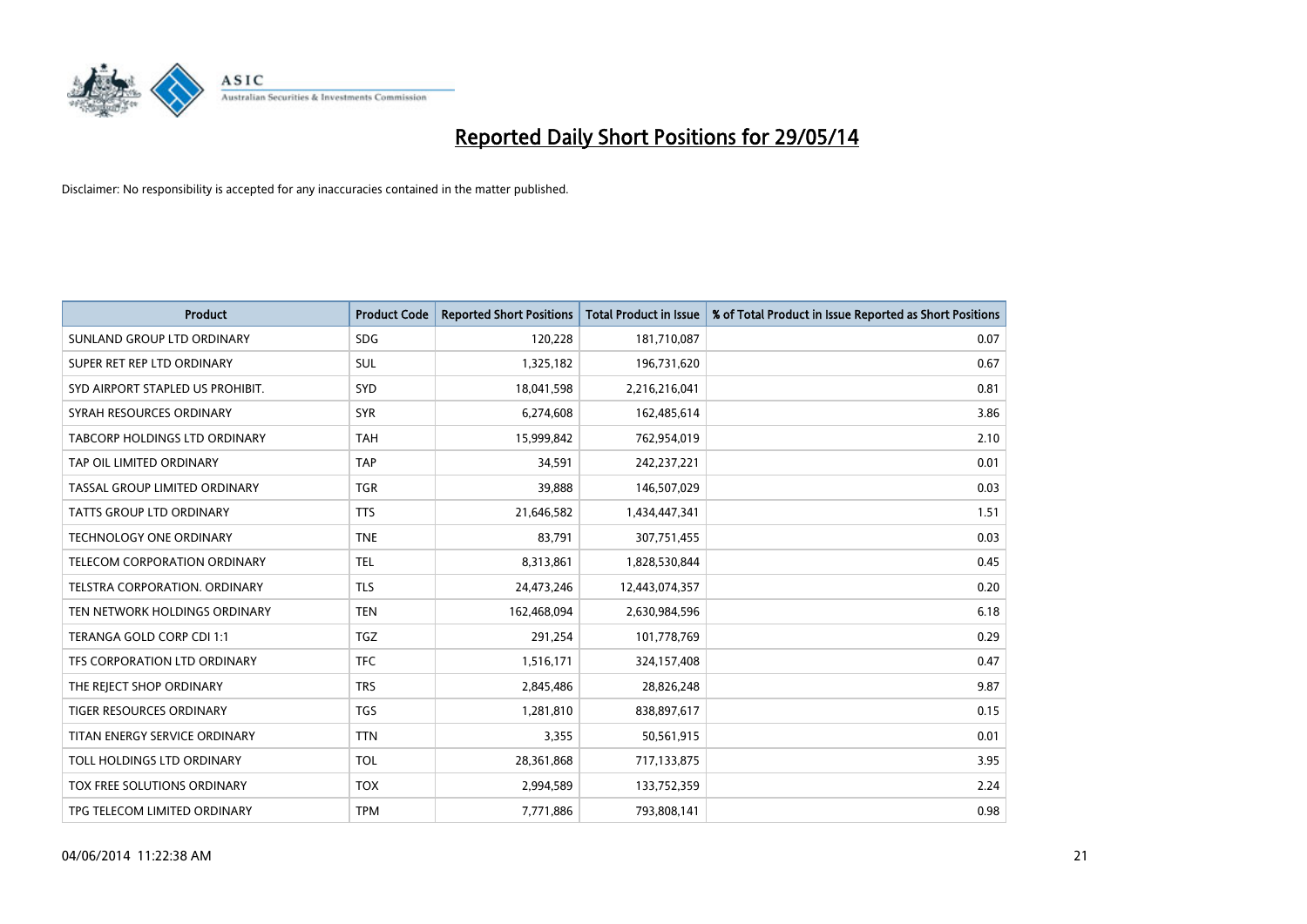# Reported Daily Short Positions for 29/05/14

Disclaimer: No responsibility is accepted for any inaccuracies contained in the matter published.

| Product | Product Code | Reported Short Positions | Total Product in Issue | % of Total Product in Issue Reported as Short Positions |
|---|---|---|---|---|
| SUNLAND GROUP LTD ORDINARY | SDG | 120,228 | 181,710,087 | 0.07 |
| SUPER RET REP LTD ORDINARY | SUL | 1,325,182 | 196,731,620 | 0.67 |
| SYD AIRPORT STAPLED US PROHIBIT. | SYD | 18,041,598 | 2,216,216,041 | 0.81 |
| SYRAH RESOURCES ORDINARY | SYR | 6,274,608 | 162,485,614 | 3.86 |
| TABCORP HOLDINGS LTD ORDINARY | TAH | 15,999,842 | 762,954,019 | 2.10 |
| TAP OIL LIMITED ORDINARY | TAP | 34,591 | 242,237,221 | 0.01 |
| TASSAL GROUP LIMITED ORDINARY | TGR | 39,888 | 146,507,029 | 0.03 |
| TATTS GROUP LTD ORDINARY | TTS | 21,646,582 | 1,434,447,341 | 1.51 |
| TECHNOLOGY ONE ORDINARY | TNE | 83,791 | 307,751,455 | 0.03 |
| TELECOM CORPORATION ORDINARY | TEL | 8,313,861 | 1,828,530,844 | 0.45 |
| TELSTRA CORPORATION. ORDINARY | TLS | 24,473,246 | 12,443,074,357 | 0.20 |
| TEN NETWORK HOLDINGS ORDINARY | TEN | 162,468,094 | 2,630,984,596 | 6.18 |
| TERANGA GOLD CORP CDI 1:1 | TGZ | 291,254 | 101,778,769 | 0.29 |
| TFS CORPORATION LTD ORDINARY | TFC | 1,516,171 | 324,157,408 | 0.47 |
| THE REJECT SHOP ORDINARY | TRS | 2,845,486 | 28,826,248 | 9.87 |
| TIGER RESOURCES ORDINARY | TGS | 1,281,810 | 838,897,617 | 0.15 |
| TITAN ENERGY SERVICE ORDINARY | TTN | 3,355 | 50,561,915 | 0.01 |
| TOLL HOLDINGS LTD ORDINARY | TOL | 28,361,868 | 717,133,875 | 3.95 |
| TOX FREE SOLUTIONS ORDINARY | TOX | 2,994,589 | 133,752,359 | 2.24 |
| TPG TELECOM LIMITED ORDINARY | TPM | 7,771,886 | 793,808,141 | 0.98 |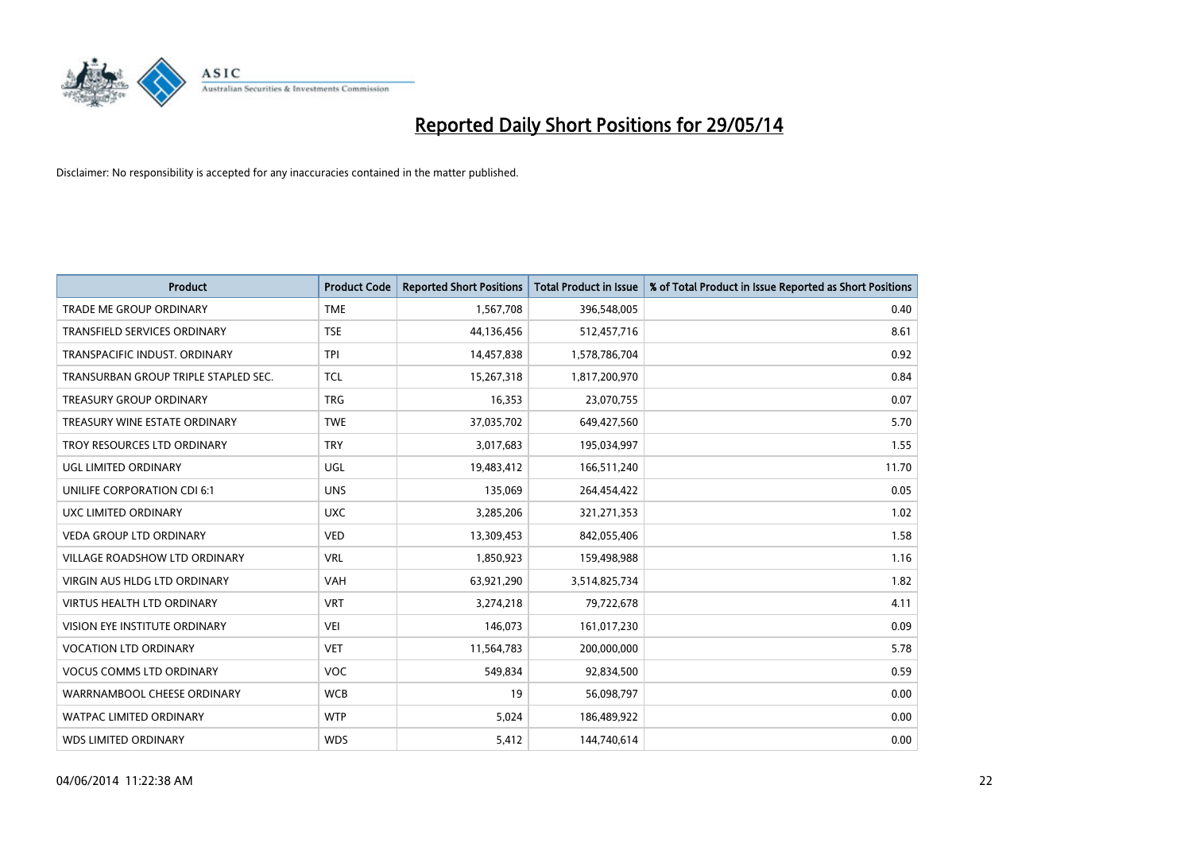# Reported Daily Short Positions for 29/05/14

Disclaimer: No responsibility is accepted for any inaccuracies contained in the matter published.

| Product | Product Code | Reported Short Positions | Total Product in Issue | % of Total Product in Issue Reported as Short Positions |
|---|---|---|---|---|
| TRADE ME GROUP ORDINARY | TME | 1,567,708 | 396,548,005 | 0.40 |
| TRANSFIELD SERVICES ORDINARY | TSE | 44,136,456 | 512,457,716 | 8.61 |
| TRANSPACIFIC INDUST. ORDINARY | TPI | 14,457,838 | 1,578,786,704 | 0.92 |
| TRANSURBAN GROUP TRIPLE STAPLED SEC. | TCL | 15,267,318 | 1,817,200,970 | 0.84 |
| TREASURY GROUP ORDINARY | TRG | 16,353 | 23,070,755 | 0.07 |
| TREASURY WINE ESTATE ORDINARY | TWE | 37,035,702 | 649,427,560 | 5.70 |
| TROY RESOURCES LTD ORDINARY | TRY | 3,017,683 | 195,034,997 | 1.55 |
| UGL LIMITED ORDINARY | UGL | 19,483,412 | 166,511,240 | 11.70 |
| UNILIFE CORPORATION CDI 6:1 | UNS | 135,069 | 264,454,422 | 0.05 |
| UXC LIMITED ORDINARY | UXC | 3,285,206 | 321,271,353 | 1.02 |
| VEDA GROUP LTD ORDINARY | VED | 13,309,453 | 842,055,406 | 1.58 |
| VILLAGE ROADSHOW LTD ORDINARY | VRL | 1,850,923 | 159,498,988 | 1.16 |
| VIRGIN AUS HLDG LTD ORDINARY | VAH | 63,921,290 | 3,514,825,734 | 1.82 |
| VIRTUS HEALTH LTD ORDINARY | VRT | 3,274,218 | 79,722,678 | 4.11 |
| VISION EYE INSTITUTE ORDINARY | VEI | 146,073 | 161,017,230 | 0.09 |
| VOCATION LTD ORDINARY | VET | 11,564,783 | 200,000,000 | 5.78 |
| VOCUS COMMS LTD ORDINARY | VOC | 549,834 | 92,834,500 | 0.59 |
| WARRNAMBOOL CHEESE ORDINARY | WCB | 19 | 56,098,797 | 0.00 |
| WATPAC LIMITED ORDINARY | WTP | 5,024 | 186,489,922 | 0.00 |
| WDS LIMITED ORDINARY | WDS | 5,412 | 144,740,614 | 0.00 |

04/06/2014 11:22:38 AM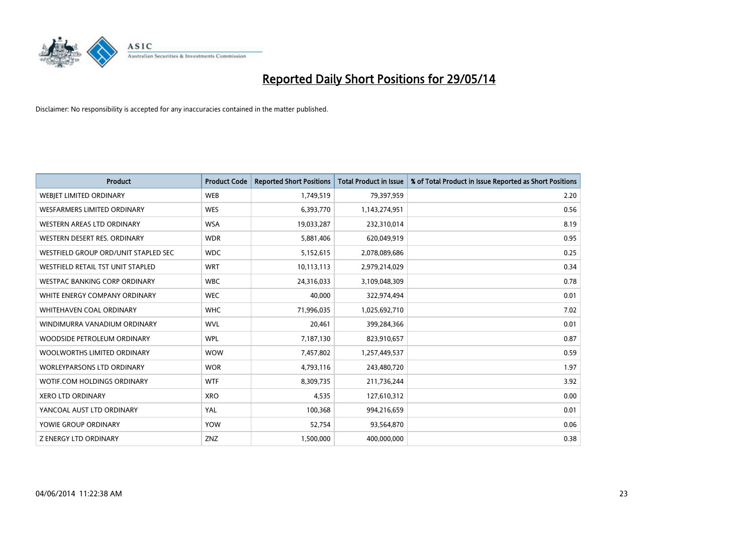# Reported Daily Short Positions for 29/05/14

Disclaimer: No responsibility is accepted for any inaccuracies contained in the matter published.

| Product | Product Code | Reported Short Positions | Total Product in Issue | % of Total Product in Issue Reported as Short Positions |
|---|---|---|---|---|
| WEBJET LIMITED ORDINARY | WEB | 1,749,519 | 79,397,959 | 2.20 |
| WESFARMERS LIMITED ORDINARY | WES | 6,393,770 | 1,143,274,951 | 0.56 |
| WESTERN AREAS LTD ORDINARY | WSA | 19,033,287 | 232,310,014 | 8.19 |
| WESTERN DESERT RES. ORDINARY | WDR | 5,881,406 | 620,049,919 | 0.95 |
| WESTFIELD GROUP ORD/UNIT STAPLED SEC | WDC | 5,152,615 | 2,078,089,686 | 0.25 |
| WESTFIELD RETAIL TST UNIT STAPLED | WRT | 10,113,113 | 2,979,214,029 | 0.34 |
| WESTPAC BANKING CORP ORDINARY | WBC | 24,316,033 | 3,109,048,309 | 0.78 |
| WHITE ENERGY COMPANY ORDINARY | WEC | 40,000 | 322,974,494 | 0.01 |
| WHITEHAVEN COAL ORDINARY | WHC | 71,996,035 | 1,025,692,710 | 7.02 |
| WINDIMURRA VANADIUM ORDINARY | WVL | 20,461 | 399,284,366 | 0.01 |
| WOODSIDE PETROLEUM ORDINARY | WPL | 7,187,130 | 823,910,657 | 0.87 |
| WOOLWORTHS LIMITED ORDINARY | WOW | 7,457,802 | 1,257,449,537 | 0.59 |
| WORLEYPARSONS LTD ORDINARY | WOR | 4,793,116 | 243,480,720 | 1.97 |
| WOTIF.COM HOLDINGS ORDINARY | WTF | 8,309,735 | 211,736,244 | 3.92 |
| XERO LTD ORDINARY | XRO | 4,535 | 127,610,312 | 0.00 |
| YANCOAL AUST LTD ORDINARY | YAL | 100,368 | 994,216,659 | 0.01 |
| YOWIE GROUP ORDINARY | YOW | 52,754 | 93,564,870 | 0.06 |
| Z ENERGY LTD ORDINARY | ZNZ | 1,500,000 | 400,000,000 | 0.38 |